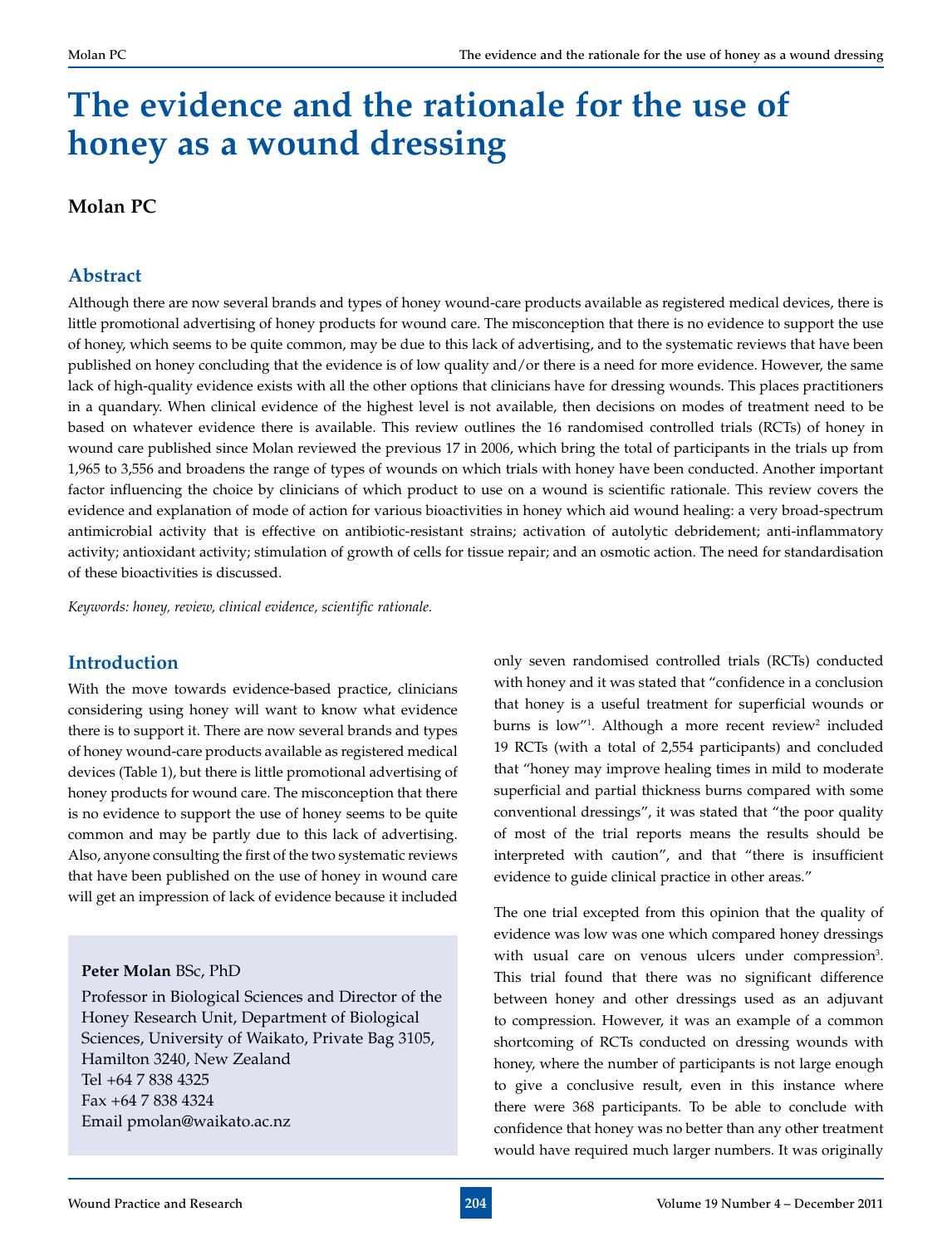# The evidence and the rationale for the use of honey as a wound dressing

**Molan PC**

## Abstract

Although there are now several brands and types of honey wound-care products available as registered medical devices, there is little promotional advertising of honey products for wound care. The misconception that there is no evidence to support the use of honey, which seems to be quite common, may be due to this lack of advertising, and to the systematic reviews that have been published on honey concluding that the evidence is of low quality and/or there is a need for more evidence. However, the same lack of high-quality evidence exists with all the other options that clinicians have for dressing wounds. This places practitioners in a quandary. When clinical evidence of the highest level is not available, then decisions on modes of treatment need to be based on whatever evidence there is available. This review outlines the 16 randomised controlled trials (RCTs) of honey in wound care published since Molan reviewed the previous 17 in 2006, which bring the total of participants in the trials up from 1,965 to 3,556 and broadens the range of types of wounds on which trials with honey have been conducted. Another important factor influencing the choice by clinicians of which product to use on a wound is scientific rationale. This review covers the evidence and explanation of mode of action for various bioactivities in honey which aid wound healing: a very broad-spectrum antimicrobial activity that is effective on antibiotic-resistant strains; activation of autolytic debridement; anti-inflammatory activity; antioxidant activity; stimulation of growth of cells for tissue repair; and an osmotic action. The need for standardisation of these bioactivities is discussed.

*Keywords: honey, review, clinical evidence, scientific rationale.*

## Introduction

With the move towards evidence-based practice, clinicians considering using honey will want to know what evidence there is to support it. There are now several brands and types of honey wound-care products available as registered medical devices (Table 1), but there is little promotional advertising of honey products for wound care. The misconception that there is no evidence to support the use of honey seems to be quite common and may be partly due to this lack of advertising. Also, anyone consulting the first of the two systematic reviews that have been published on the use of honey in wound care will get an impression of lack of evidence because it included only seven randomised controlled trials (RCTs) conducted with honey and it was stated that "confidence in a conclusion that honey is a useful treatment for superficial wounds or burns is low"[1]. Although a more recent review[2] included 19 RCTs (with a total of 2,554 participants) and concluded that "honey may improve healing times in mild to moderate superficial and partial thickness burns compared with some conventional dressings", it was stated that "the poor quality of most of the trial reports means the results should be interpreted with caution", and that "there is insufficient evidence to guide clinical practice in other areas."

The one trial excepted from this opinion that the quality of evidence was low was one which compared honey dressings with usual care on venous ulcers under compression[3]. This trial found that there was no significant difference between honey and other dressings used as an adjuvant to compression. However, it was an example of a common shortcoming of RCTs conducted on dressing wounds with honey, where the number of participants is not large enough to give a conclusive result, even in this instance where there were 368 participants. To be able to conclude with confidence that honey was no better than any other treatment would have required much larger numbers. It was originally

**Peter Molan** BSc, PhD
Professor in Biological Sciences and Director of the Honey Research Unit, Department of Biological Sciences, University of Waikato, Private Bag 3105, Hamilton 3240, New Zealand
Tel +64 7 838 4325
Fax +64 7 838 4324
Email pmolan@waikato.ac.nz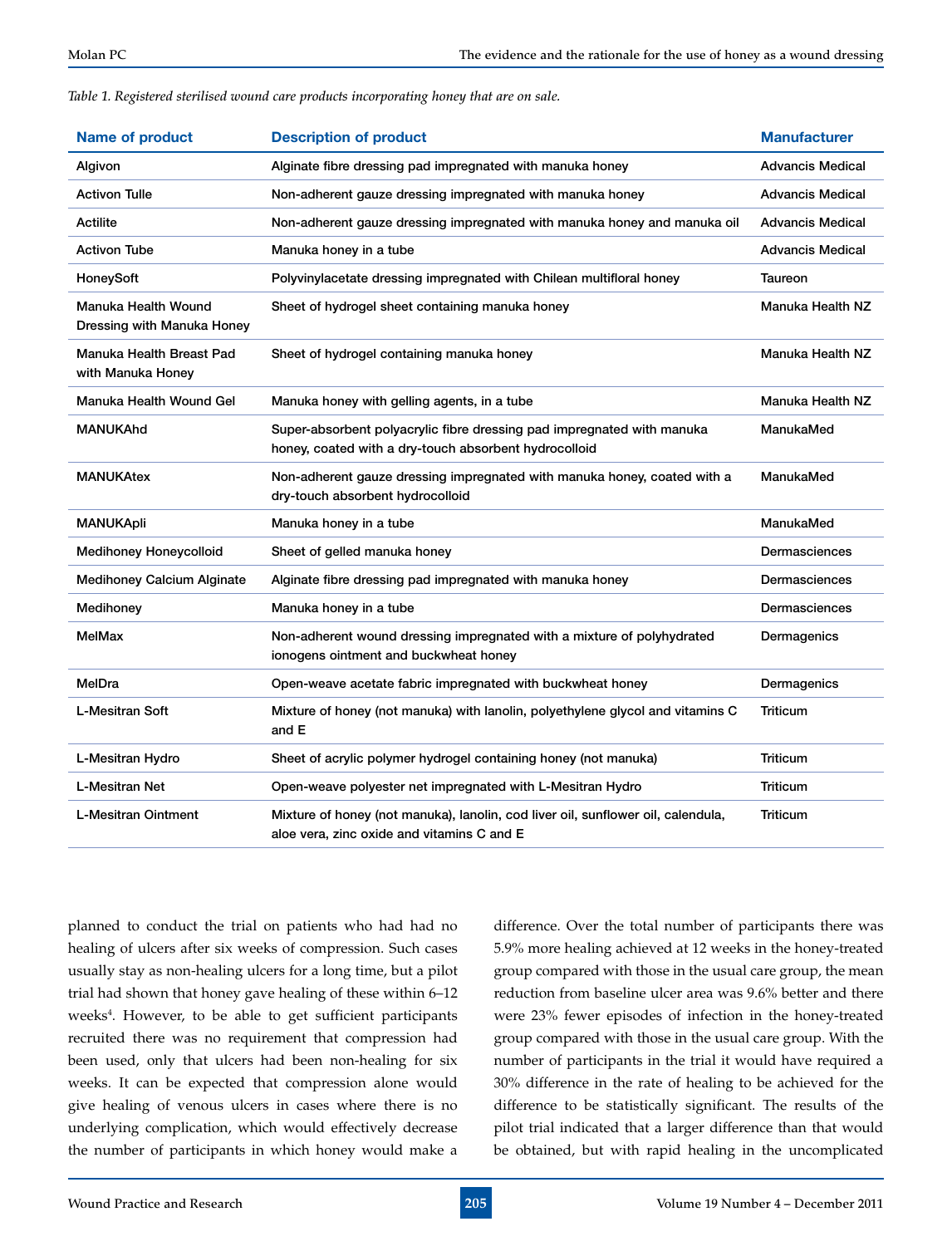*Table 1. Registered sterilised wound care products incorporating honey that are on sale.*

| Name of product | Description of product | Manufacturer |
|---|---|---|
| Algivon | Alginate fibre dressing pad impregnated with manuka honey | Advancis Medical |
| Activon Tulle | Non-adherent gauze dressing impregnated with manuka honey | Advancis Medical |
| Actilite | Non-adherent gauze dressing impregnated with manuka honey and manuka oil | Advancis Medical |
| Activon Tube | Manuka honey in a tube | Advancis Medical |
| HoneySoft | Polyvinylacetate dressing impregnated with Chilean multifloral honey | Taureon |
| Manuka Health Wound Dressing with Manuka Honey | Sheet of hydrogel sheet containing manuka honey | Manuka Health NZ |
| Manuka Health Breast Pad with Manuka Honey | Sheet of hydrogel containing manuka honey | Manuka Health NZ |
| Manuka Health Wound Gel | Manuka honey with gelling agents, in a tube | Manuka Health NZ |
| MANUKAhd | Super-absorbent polyacrylic fibre dressing pad impregnated with manuka honey, coated with a dry-touch absorbent hydrocolloid | ManukaMed |
| MANUKAtex | Non-adherent gauze dressing impregnated with manuka honey, coated with a dry-touch absorbent hydrocolloid | ManukaMed |
| MANUKApli | Manuka honey in a tube | ManukaMed |
| Medihoney Honeycolloid | Sheet of gelled manuka honey | Dermasciences |
| Medihoney Calcium Alginate | Alginate fibre dressing pad impregnated with manuka honey | Dermasciences |
| Medihoney | Manuka honey in a tube | Dermasciences |
| MelMax | Non-adherent wound dressing impregnated with a mixture of polyhydrated ionogens ointment and buckwheat honey | Dermagenics |
| MelDra | Open-weave acetate fabric impregnated with buckwheat honey | Dermagenics |
| L-Mesitran Soft | Mixture of honey (not manuka) with lanolin, polyethylene glycol and vitamins C and E | Triticum |
| L-Mesitran Hydro | Sheet of acrylic polymer hydrogel containing honey (not manuka) | Triticum |
| L-Mesitran Net | Open-weave polyester net impregnated with L-Mesitran Hydro | Triticum |
| L-Mesitran Ointment | Mixture of honey (not manuka), lanolin, cod liver oil, sunflower oil, calendula, aloe vera, zinc oxide and vitamins C and E | Triticum |

planned to conduct the trial on patients who had had no healing of ulcers after six weeks of compression. Such cases usually stay as non-healing ulcers for a long time, but a pilot trial had shown that honey gave healing of these within 6–12 weeks[4]. However, to be able to get sufficient participants recruited there was no requirement that compression had been used, only that ulcers had been non-healing for six weeks. It can be expected that compression alone would give healing of venous ulcers in cases where there is no underlying complication, which would effectively decrease the number of participants in which honey would make a difference. Over the total number of participants there was 5.9% more healing achieved at 12 weeks in the honey-treated group compared with those in the usual care group, the mean reduction from baseline ulcer area was 9.6% better and there were 23% fewer episodes of infection in the honey-treated group compared with those in the usual care group. With the number of participants in the trial it would have required a 30% difference in the rate of healing to be achieved for the difference to be statistically significant. The results of the pilot trial indicated that a larger difference than that would be obtained, but with rapid healing in the uncomplicated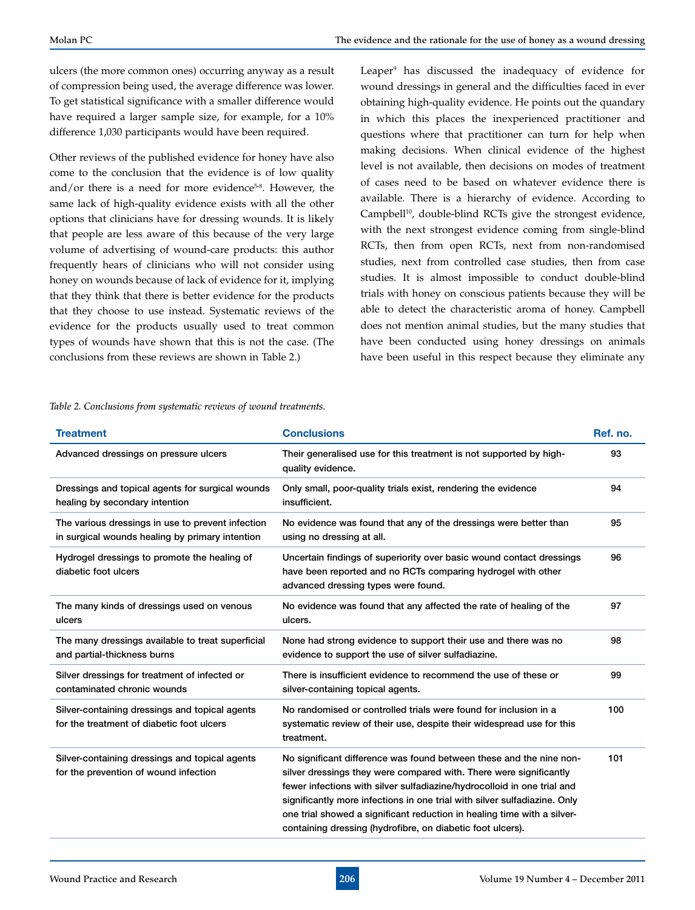ulcers (the more common ones) occurring anyway as a result of compression being used, the average difference was lower. To get statistical significance with a smaller difference would have required a larger sample size, for example, for a 10% difference 1,030 participants would have been required.

Other reviews of the published evidence for honey have also come to the conclusion that the evidence is of low quality and/or there is a need for more evidence[5-8]. However, the same lack of high-quality evidence exists with all the other options that clinicians have for dressing wounds. It is likely that people are less aware of this because of the very large volume of advertising of wound-care products: this author frequently hears of clinicians who will not consider using honey on wounds because of lack of evidence for it, implying that they think that there is better evidence for the products that they choose to use instead. Systematic reviews of the evidence for the products usually used to treat common types of wounds have shown that this is not the case. (The conclusions from these reviews are shown in Table 2.)

Leaper[9] has discussed the inadequacy of evidence for wound dressings in general and the difficulties faced in ever obtaining high-quality evidence. He points out the quandary in which this places the inexperienced practitioner and questions where that practitioner can turn for help when making decisions. When clinical evidence of the highest level is not available, then decisions on modes of treatment of cases need to be based on whatever evidence there is available. There is a hierarchy of evidence. According to Campbell[10], double-blind RCTs give the strongest evidence, with the next strongest evidence coming from single-blind RCTs, then from open RCTs, next from non-randomised studies, next from controlled case studies, then from case studies. It is almost impossible to conduct double-blind trials with honey on conscious patients because they will be able to detect the characteristic aroma of honey. Campbell does not mention animal studies, but the many studies that have been conducted using honey dressings on animals have been useful in this respect because they eliminate any

*Table 2. Conclusions from systematic reviews of wound treatments.*

| Treatment | Conclusions | Ref. no. |
|---|---|---|
| Advanced dressings on pressure ulcers | Their generalised use for this treatment is not supported by high-quality evidence. | 93 |
| Dressings and topical agents for surgical wounds healing by secondary intention | Only small, poor-quality trials exist, rendering the evidence insufficient. | 94 |
| The various dressings in use to prevent infection in surgical wounds healing by primary intention | No evidence was found that any of the dressings were better than using no dressing at all. | 95 |
| Hydrogel dressings to promote the healing of diabetic foot ulcers | Uncertain findings of superiority over basic wound contact dressings have been reported and no RCTs comparing hydrogel with other advanced dressing types were found. | 96 |
| The many kinds of dressings used on venous ulcers | No evidence was found that any affected the rate of healing of the ulcers. | 97 |
| The many dressings available to treat superficial and partial-thickness burns | None had strong evidence to support their use and there was no evidence to support the use of silver sulfadiazine. | 98 |
| Silver dressings for treatment of infected or contaminated chronic wounds | There is insufficient evidence to recommend the use of these or silver-containing topical agents. | 99 |
| Silver-containing dressings and topical agents for the treatment of diabetic foot ulcers | No randomised or controlled trials were found for inclusion in a systematic review of their use, despite their widespread use for this treatment. | 100 |
| Silver-containing dressings and topical agents for the prevention of wound infection | No significant difference was found between these and the nine non-silver dressings they were compared with. There were significantly fewer infections with silver sulfadiazine/hydrocolloid in one trial and significantly more infections in one trial with silver sulfadiazine. Only one trial showed a significant reduction in healing time with a silver-containing dressing (hydrofibre, on diabetic foot ulcers). | 101 |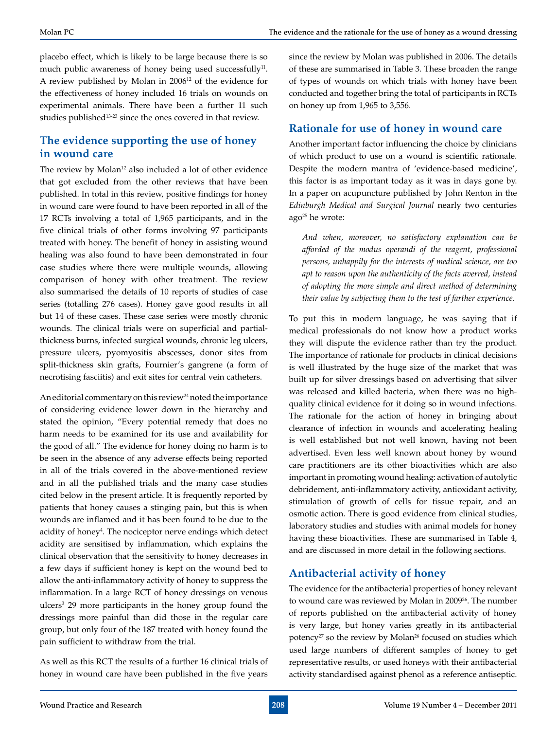placebo effect, which is likely to be large because there is so much public awareness of honey being used successfully[11]. A review published by Molan in 2006[12] of the evidence for the effectiveness of honey included 16 trials on wounds on experimental animals. There have been a further 11 such studies published[13-23] since the ones covered in that review.

## The evidence supporting the use of honey in wound care

The review by Molan[12] also included a lot of other evidence that got excluded from the other reviews that have been published. In total in this review, positive findings for honey in wound care were found to have been reported in all of the 17 RCTs involving a total of 1,965 participants, and in the five clinical trials of other forms involving 97 participants treated with honey. The benefit of honey in assisting wound healing was also found to have been demonstrated in four case studies where there were multiple wounds, allowing comparison of honey with other treatment. The review also summarised the details of 10 reports of studies of case series (totalling 276 cases). Honey gave good results in all but 14 of these cases. These case series were mostly chronic wounds. The clinical trials were on superficial and partial-thickness burns, infected surgical wounds, chronic leg ulcers, pressure ulcers, pyomyositis abscesses, donor sites from split-thickness skin grafts, Fournier's gangrene (a form of necrotising fasciitis) and exit sites for central vein catheters.

An editorial commentary on this review[24] noted the importance of considering evidence lower down in the hierarchy and stated the opinion, "Every potential remedy that does no harm needs to be examined for its use and availability for the good of all." The evidence for honey doing no harm is to be seen in the absence of any adverse effects being reported in all of the trials covered in the above-mentioned review and in all the published trials and the many case studies cited below in the present article. It is frequently reported by patients that honey causes a stinging pain, but this is when wounds are inflamed and it has been found to be due to the acidity of honey[4]. The nociceptor nerve endings which detect acidity are sensitised by inflammation, which explains the clinical observation that the sensitivity to honey decreases in a few days if sufficient honey is kept on the wound bed to allow the anti-inflammatory activity of honey to suppress the inflammation. In a large RCT of honey dressings on venous ulcers[3] 29 more participants in the honey group found the dressings more painful than did those in the regular care group, but only four of the 187 treated with honey found the pain sufficient to withdraw from the trial.

As well as this RCT the results of a further 16 clinical trials of honey in wound care have been published in the five years since the review by Molan was published in 2006. The details of these are summarised in Table 3. These broaden the range of types of wounds on which trials with honey have been conducted and together bring the total of participants in RCTs on honey up from 1,965 to 3,556.

## Rationale for use of honey in wound care

Another important factor influencing the choice by clinicians of which product to use on a wound is scientific rationale. Despite the modern mantra of 'evidence-based medicine', this factor is as important today as it was in days gone by. In a paper on acupuncture published by John Renton in the *Edinburgh Medical and Surgical Journal* nearly two centuries ago[25] he wrote:

> *And when, moreover, no satisfactory explanation can be afforded of the modus operandi of the reagent, professional persons, unhappily for the interests of medical science, are too apt to reason upon the authenticity of the facts averred, instead of adopting the more simple and direct method of determining their value by subjecting them to the test of farther experience.*

To put this in modern language, he was saying that if medical professionals do not know how a product works they will dispute the evidence rather than try the product. The importance of rationale for products in clinical decisions is well illustrated by the huge size of the market that was built up for silver dressings based on advertising that silver was released and killed bacteria, when there was no high-quality clinical evidence for it doing so in wound infections. The rationale for the action of honey in bringing about clearance of infection in wounds and accelerating healing is well established but not well known, having not been advertised. Even less well known about honey by wound care practitioners are its other bioactivities which are also important in promoting wound healing: activation of autolytic debridement, anti-inflammatory activity, antioxidant activity, stimulation of growth of cells for tissue repair, and an osmotic action. There is good evidence from clinical studies, laboratory studies and studies with animal models for honey having these bioactivities. These are summarised in Table 4, and are discussed in more detail in the following sections.

## Antibacterial activity of honey

The evidence for the antibacterial properties of honey relevant to wound care was reviewed by Molan in 2009[26]. The number of reports published on the antibacterial activity of honey is very large, but honey varies greatly in its antibacterial potency[27] so the review by Molan[26] focused on studies which used large numbers of different samples of honey to get representative results, or used honeys with their antibacterial activity standardised against phenol as a reference antiseptic.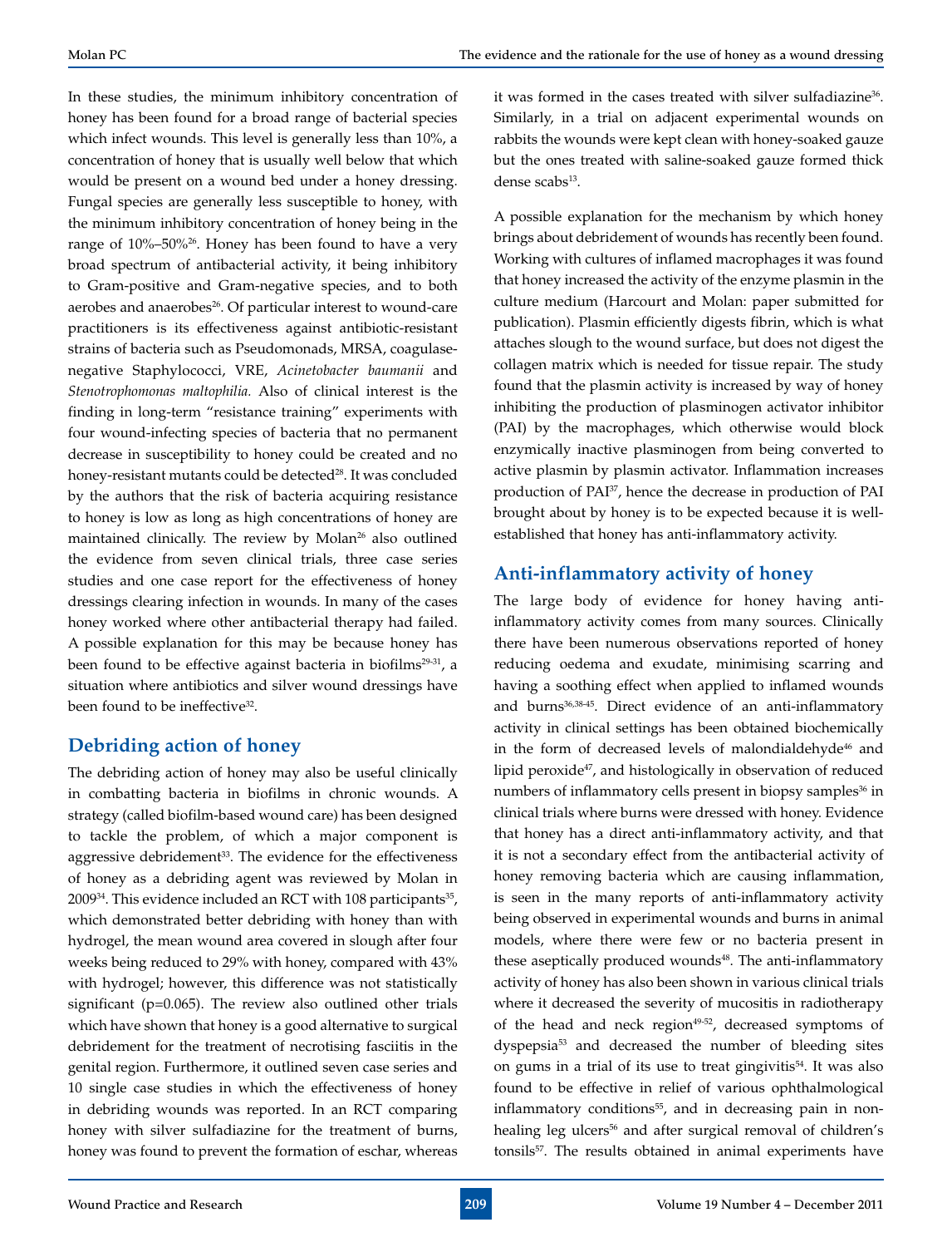In these studies, the minimum inhibitory concentration of honey has been found for a broad range of bacterial species which infect wounds. This level is generally less than 10%, a concentration of honey that is usually well below that which would be present on a wound bed under a honey dressing. Fungal species are generally less susceptible to honey, with the minimum inhibitory concentration of honey being in the range of 10%–50%[26]. Honey has been found to have a very broad spectrum of antibacterial activity, it being inhibitory to Gram-positive and Gram-negative species, and to both aerobes and anaerobes[26]. Of particular interest to wound-care practitioners is its effectiveness against antibiotic-resistant strains of bacteria such as Pseudomonads, MRSA, coagulase-negative Staphylococci, VRE, *Acinetobacter baumanii* and *Stenotrophomonas maltophilia.* Also of clinical interest is the finding in long-term "resistance training" experiments with four wound-infecting species of bacteria that no permanent decrease in susceptibility to honey could be created and no honey-resistant mutants could be detected[28]. It was concluded by the authors that the risk of bacteria acquiring resistance to honey is low as long as high concentrations of honey are maintained clinically. The review by Molan[26] also outlined the evidence from seven clinical trials, three case series studies and one case report for the effectiveness of honey dressings clearing infection in wounds. In many of the cases honey worked where other antibacterial therapy had failed. A possible explanation for this may be because honey has been found to be effective against bacteria in biofilms[29-31], a situation where antibiotics and silver wound dressings have been found to be ineffective[32].

## Debriding action of honey

The debriding action of honey may also be useful clinically in combatting bacteria in biofilms in chronic wounds. A strategy (called biofilm-based wound care) has been designed to tackle the problem, of which a major component is aggressive debridement[33]. The evidence for the effectiveness of honey as a debriding agent was reviewed by Molan in 2009[34]. This evidence included an RCT with 108 participants[35], which demonstrated better debriding with honey than with hydrogel, the mean wound area covered in slough after four weeks being reduced to 29% with honey, compared with 43% with hydrogel; however, this difference was not statistically significant (p=0.065). The review also outlined other trials which have shown that honey is a good alternative to surgical debridement for the treatment of necrotising fasciitis in the genital region. Furthermore, it outlined seven case series and 10 single case studies in which the effectiveness of honey in debriding wounds was reported. In an RCT comparing honey with silver sulfadiazine for the treatment of burns, honey was found to prevent the formation of eschar, whereas it was formed in the cases treated with silver sulfadiazine[36]. Similarly, in a trial on adjacent experimental wounds on rabbits the wounds were kept clean with honey-soaked gauze but the ones treated with saline-soaked gauze formed thick dense scabs[13].

A possible explanation for the mechanism by which honey brings about debridement of wounds has recently been found. Working with cultures of inflamed macrophages it was found that honey increased the activity of the enzyme plasmin in the culture medium (Harcourt and Molan: paper submitted for publication). Plasmin efficiently digests fibrin, which is what attaches slough to the wound surface, but does not digest the collagen matrix which is needed for tissue repair. The study found that the plasmin activity is increased by way of honey inhibiting the production of plasminogen activator inhibitor (PAI) by the macrophages, which otherwise would block enzymically inactive plasminogen from being converted to active plasmin by plasmin activator. Inflammation increases production of PAI[37], hence the decrease in production of PAI brought about by honey is to be expected because it is well-established that honey has anti-inflammatory activity.

## Anti-inflammatory activity of honey

The large body of evidence for honey having anti-inflammatory activity comes from many sources. Clinically there have been numerous observations reported of honey reducing oedema and exudate, minimising scarring and having a soothing effect when applied to inflamed wounds and burns[36,38-45]. Direct evidence of an anti-inflammatory activity in clinical settings has been obtained biochemically in the form of decreased levels of malondialdehyde[46] and lipid peroxide[47], and histologically in observation of reduced numbers of inflammatory cells present in biopsy samples[36] in clinical trials where burns were dressed with honey. Evidence that honey has a direct anti-inflammatory activity, and that it is not a secondary effect from the antibacterial activity of honey removing bacteria which are causing inflammation, is seen in the many reports of anti-inflammatory activity being observed in experimental wounds and burns in animal models, where there were few or no bacteria present in these aseptically produced wounds[48]. The anti-inflammatory activity of honey has also been shown in various clinical trials where it decreased the severity of mucositis in radiotherapy of the head and neck region[49-52], decreased symptoms of dyspepsia[53] and decreased the number of bleeding sites on gums in a trial of its use to treat gingivitis[54]. It was also found to be effective in relief of various ophthalmological inflammatory conditions[55], and in decreasing pain in non-healing leg ulcers[56] and after surgical removal of children's tonsils[57]. The results obtained in animal experiments have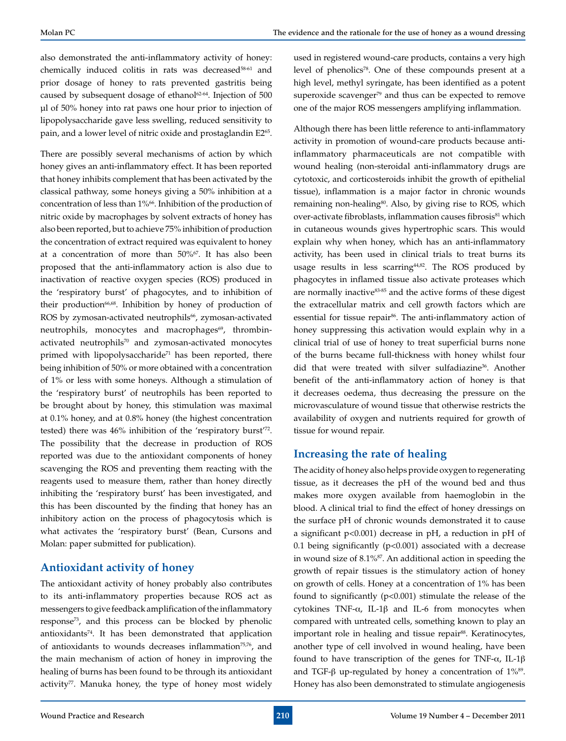also demonstrated the anti-inflammatory activity of honey: chemically induced colitis in rats was decreased[58-61] and prior dosage of honey to rats prevented gastritis being caused by subsequent dosage of ethanol[62-64]. Injection of 500 µl of 50% honey into rat paws one hour prior to injection of lipopolysaccharide gave less swelling, reduced sensitivity to pain, and a lower level of nitric oxide and prostaglandin E2[65].

There are possibly several mechanisms of action by which honey gives an anti-inflammatory effect. It has been reported that honey inhibits complement that has been activated by the classical pathway, some honeys giving a 50% inhibition at a concentration of less than 1%[66]. Inhibition of the production of nitric oxide by macrophages by solvent extracts of honey has also been reported, but to achieve 75% inhibition of production the concentration of extract required was equivalent to honey at a concentration of more than 50%[67]. It has also been proposed that the anti-inflammatory action is also due to inactivation of reactive oxygen species (ROS) produced in the 'respiratory burst' of phagocytes, and to inhibition of their production[66,68]. Inhibition by honey of production of ROS by zymosan-activated neutrophils[66], zymosan-activated neutrophils, monocytes and macrophages[69], thrombin-activated neutrophils[70] and zymosan-activated monocytes primed with lipopolysaccharide[71] has been reported, there being inhibition of 50% or more obtained with a concentration of 1% or less with some honeys. Although a stimulation of the 'respiratory burst' of neutrophils has been reported to be brought about by honey, this stimulation was maximal at 0.1% honey, and at 0.8% honey (the highest concentration tested) there was 46% inhibition of the 'respiratory burst'[72]. The possibility that the decrease in production of ROS reported was due to the antioxidant components of honey scavenging the ROS and preventing them reacting with the reagents used to measure them, rather than honey directly inhibiting the 'respiratory burst' has been investigated, and this has been discounted by the finding that honey has an inhibitory action on the process of phagocytosis which is what activates the 'respiratory burst' (Bean, Cursons and Molan: paper submitted for publication).

## Antioxidant activity of honey

The antioxidant activity of honey probably also contributes to its anti-inflammatory properties because ROS act as messengers to give feedback amplification of the inflammatory response[73], and this process can be blocked by phenolic antioxidants[74]. It has been demonstrated that application of antioxidants to wounds decreases inflammation[75,76], and the main mechanism of action of honey in improving the healing of burns has been found to be through its antioxidant activity[77]. Manuka honey, the type of honey most widely used in registered wound-care products, contains a very high level of phenolics[78]. One of these compounds present at a high level, methyl syringate, has been identified as a potent superoxide scavenger[79] and thus can be expected to remove one of the major ROS messengers amplifying inflammation.

Although there has been little reference to anti-inflammatory activity in promotion of wound-care products because anti-inflammatory pharmaceuticals are not compatible with wound healing (non-steroidal anti-inflammatory drugs are cytotoxic, and corticosteroids inhibit the growth of epithelial tissue), inflammation is a major factor in chronic wounds remaining non-healing[80]. Also, by giving rise to ROS, which over-activate fibroblasts, inflammation causes fibrosis[81] which in cutaneous wounds gives hypertrophic scars. This would explain why when honey, which has an anti-inflammatory activity, has been used in clinical trials to treat burns its usage results in less scarring[44,82]. The ROS produced by phagocytes in inflamed tissue also activate proteases which are normally inactive[83-85] and the active forms of these digest the extracellular matrix and cell growth factors which are essential for tissue repair[86]. The anti-inflammatory action of honey suppressing this activation would explain why in a clinical trial of use of honey to treat superficial burns none of the burns became full-thickness with honey whilst four did that were treated with silver sulfadiazine[36]. Another benefit of the anti-inflammatory action of honey is that it decreases oedema, thus decreasing the pressure on the microvasculature of wound tissue that otherwise restricts the availability of oxygen and nutrients required for growth of tissue for wound repair.

## Increasing the rate of healing

The acidity of honey also helps provide oxygen to regenerating tissue, as it decreases the pH of the wound bed and thus makes more oxygen available from haemoglobin in the blood. A clinical trial to find the effect of honey dressings on the surface pH of chronic wounds demonstrated it to cause a significant $p<0.001$) decrease in pH, a reduction in pH of 0.1 being significantly ($p<0.001$) associated with a decrease in wound size of 8.1%[87]. An additional action in speeding the growth of repair tissues is the stimulatory action of honey on growth of cells. Honey at a concentration of 1% has been found to significantly ($p<0.001$) stimulate the release of the cytokines TNF-$\alpha$, IL-1$\beta$ and IL-6 from monocytes when compared with untreated cells, something known to play an important role in healing and tissue repair[88]. Keratinocytes, another type of cell involved in wound healing, have been found to have transcription of the genes for TNF-$\alpha$, IL-1$\beta$ and TGF-$\beta$ up-regulated by honey a concentration of 1%[89]. Honey has also been demonstrated to stimulate angiogenesis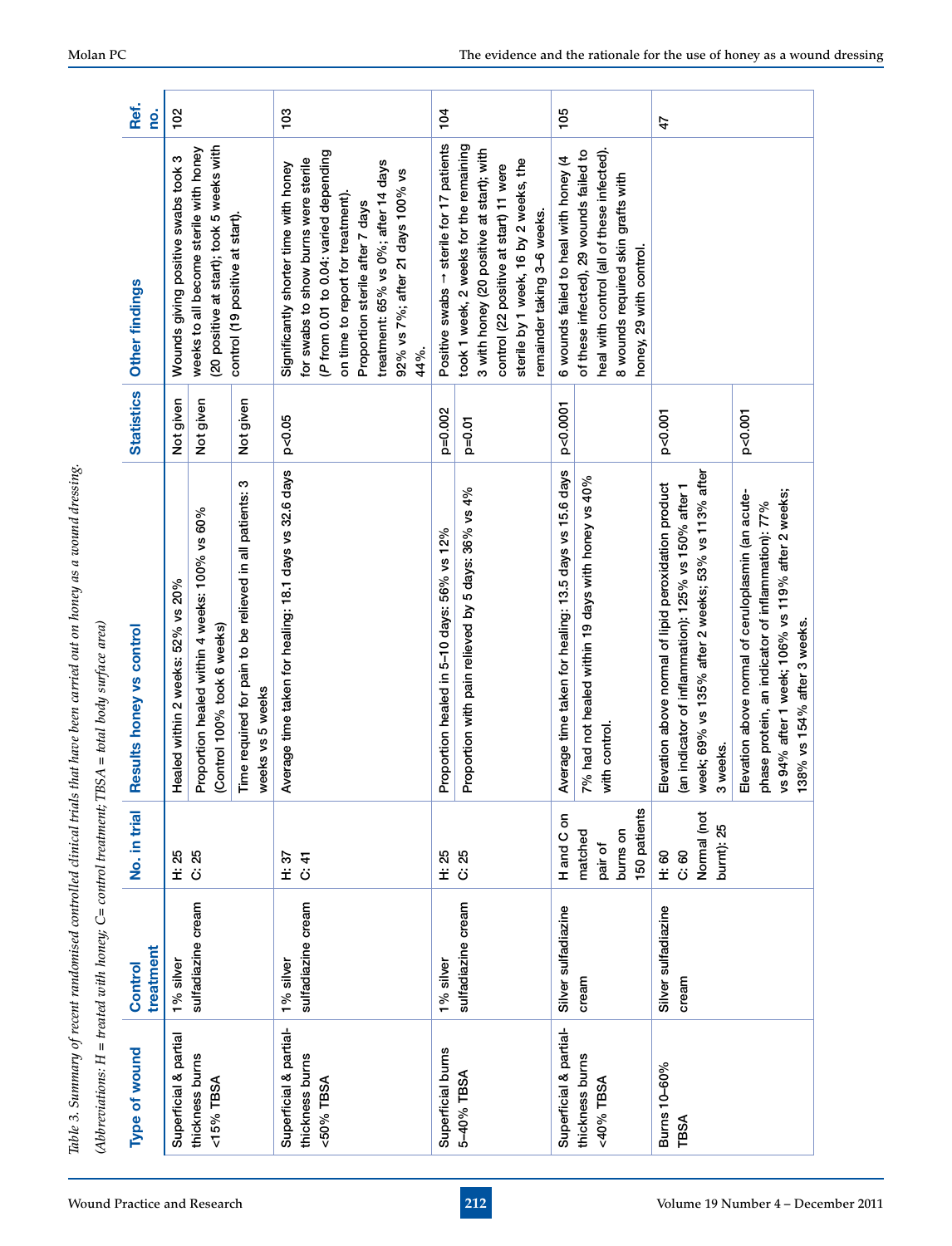*Table 3. Summary of recent randomised controlled clinical trials that have been carried out on honey as a wound dressing.*

*(Abbreviations: H = treated with honey; C= control treatment; TBSA = total body surface area)*

| Type of wound | Control treatment | No. in trial | Results honey vs control | Statistics | Other findings | Ref. no. |
|---|---|---|---|---|---|---|
| Superficial & partial thickness burns <15% TBSA | 1% silver sulfadiazine cream | H: 25 C: 25 | Healed within 2 weeks: 52% vs 20% | Not given | Wounds giving positive swabs took 3 weeks to all become sterile with honey (20 positive at start); took 5 weeks with control (19 positive at start). | 102 |
| | | | Proportion healed within 4 weeks: 100% vs 60% (Control 100% took 6 weeks) | Not given | | |
| | | | Time required for pain to be relieved in all patients: 3 weeks vs 5 weeks | Not given | | |
| Superficial & partial-thickness burns <50% TBSA | 1% silver sulfadiazine cream | H: 37 C: 41 | Average time taken for healing: 18.1 days vs 32.6 days | p<0.05 | Significantly shorter time with honey for swabs to show burns were sterile (P from 0.01 to 0.04: varied depending on time to report for treatment). Proportion sterile after 7 days treatment: 65% vs 0%; after 14 days 92% vs 7%; after 21 days 100% vs 44%. | 103 |
| Superficial burns 5–40% TBSA | 1% silver sulfadiazine cream | H: 25 C: 25 | Proportion healed in 5–10 days: 56% vs 12% | p=0.002 | Positive swabs → sterile for 17 patients took 1 week, 2 weeks for the remaining 3 with honey (20 positive at start); with control (22 positive at start) 11 were sterile by 1 week, 16 by 2 weeks, the remainder taking 3–6 weeks. | 104 |
| | | | Proportion with pain relieved by 5 days: 36% vs 4% | p=0.01 | | |
| Superficial & partial-thickness burns <40% TBSA | Silver sulfadiazine cream | H and C on matched pair of burns on 150 patients | Average time taken for healing: 13.5 days vs 15.6 days | p<0.0001 | 6 wounds failed to heal with honey (4 of these infected), 29 wounds failed to heal with control (all of these infected). 8 wounds required skin grafts with honey, 29 with control. | 105 |
| | | | 7% had not healed within 19 days with honey vs 40% with control. | | | |
| Burns 10–60% TBSA | Silver sulfadiazine cream | H: 60 C: 60 Normal (not burnt): 25 | Elevation above normal of lipid peroxidation product (an indicator of inflammation): 125% vs 150% after 1 week; 69% vs 135% after 2 weeks; 53% vs 113% after 3 weeks. | p<0.001 | | 47 |
| | | | Elevation above normal of ceruloplasmin (an acute-phase protein, an indicator of inflammation): 77% vs 94% after 1 week; 106% vs 119% after 2 weeks; 138% vs 154% after 3 weeks. | p<0.001 | | |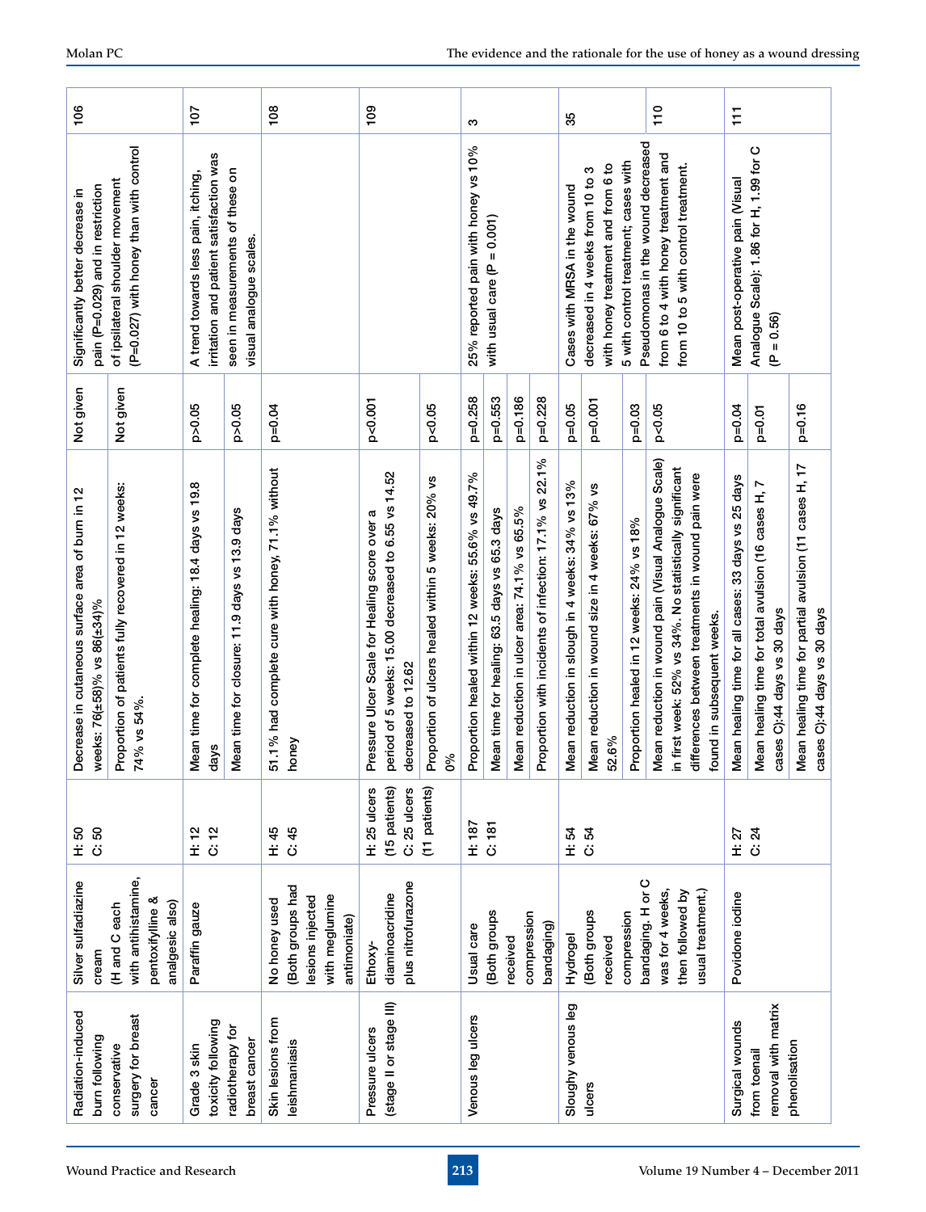| | | | | | | |
|---|---|---|---|---|---|---|
| Radiation-induced burn following conservative surgery for breast cancer | Silver sulfadiazine cream (H and C each with antihistamine, pentoxifylline & analgesic also) | H: 50 C: 50 | Decrease in cutaneous surface area of burn in 12 weeks: 76(±58)% vs 86(±34)% | Not given | Significantly better decrease in pain (P=0.029) and in restriction of ipsilateral shoulder movement (P=0.027) with honey than with control | 106 |
| | | | Proportion of patients fully recovered in 12 weeks: 74% vs 54%. | Not given | | |
| Grade 3 skin toxicity following radiotherapy for breast cancer | Paraffin gauze | H: 12 C: 12 | Mean time for complete healing: 18.4 days vs 19.8 days | p>0.05 | A trend towards less pain, itching, irritation and patient satisfaction was seen in measurements of these on visual analogue scales. | 107 |
| | | | Mean time for closure: 11.9 days vs 13.9 days | p>0.05 | | |
| Skin lesions from leishmaniasis | No honey used (Both groups had lesions injected with meglumine antimoniate) | H: 45 C: 45 | 51.1% had complete cure with honey, 71.1% without honey | p=0.04 | | 108 |
| Pressure ulcers (stage II or stage III) | Ethoxy-diaminoacridine plus nitrofurazone | H: 25 ulcers (15 patients) C: 25 ulcers (11 patients) | Pressure Ulcer Scale for Healing score over a period of 5 weeks: 15.00 decreased to 6.55 vs 14.52 decreased to 12.62 | p<0.001 | | 109 |
| | | | Proportion of ulcers healed within 5 weeks: 20% vs 0% | p<0.05 | | |
| Venous leg ulcers | Usual care (Both groups received compression bandaging) | H: 187 C: 181 | Proportion healed within 12 weeks: 55.6% vs 49.7% | p=0.258 | 25% reported pain with honey vs 10% with usual care (P = 0.001) | 3 |
| | | | Mean time for healing: 63.5 days vs 65.3 days | p=0.553 | | |
| | | | Mean reduction in ulcer area: 74.1% vs 65.5% | p=0.186 | | |
| | | | Proportion with incidents of infection: 17.1% vs 22.1% | p=0.228 | | |
| Sloughy venous leg ulcers | Hydrogel (Both groups received compression bandaging. H or C was for 4 weeks, then followed by usual treatment.) | H: 54 C: 54 | Mean reduction in slough in 4 weeks: 34% vs 13% | p=0.05 | Cases with MRSA in the wound decreased in 4 weeks from 10 to 3 with honey treatment and from 6 to 5 with control treatment; cases with Pseudomonas in the wound decreased from 6 to 4 with honey treatment and from 10 to 5 with control treatment. | 35 |
| | | | Mean reduction in wound size in 4 weeks: 67% vs 52.6% | p=0.001 | | |
| | | | Proportion healed in 12 weeks: 24% vs 18% | p=0.03 | | |
| | | | Mean reduction in wound pain (Visual Analogue Scale) in first week: 52% vs 34%. No statistically significant differences between treatments in wound pain were found in subsequent weeks. | p<0.05 | | 110 |
| Surgical wounds from toenail removal with matrix phenolisation | Povidone iodine | H: 27 C: 24 | Mean healing time for all cases: 33 days vs 25 days | p=0.04 | Mean post-operative pain (Visual Analogue Scale): 1.86 for H, 1.99 for C (P = 0.56) | 111 |
| | | | Mean healing time for total avulsion (16 cases H, 7 cases C):44 days vs 30 days | p=0.01 | | |
| | | | Mean healing time for partial avulsion (11 cases H, 17 cases C):44 days vs 30 days | p=0.16 | | |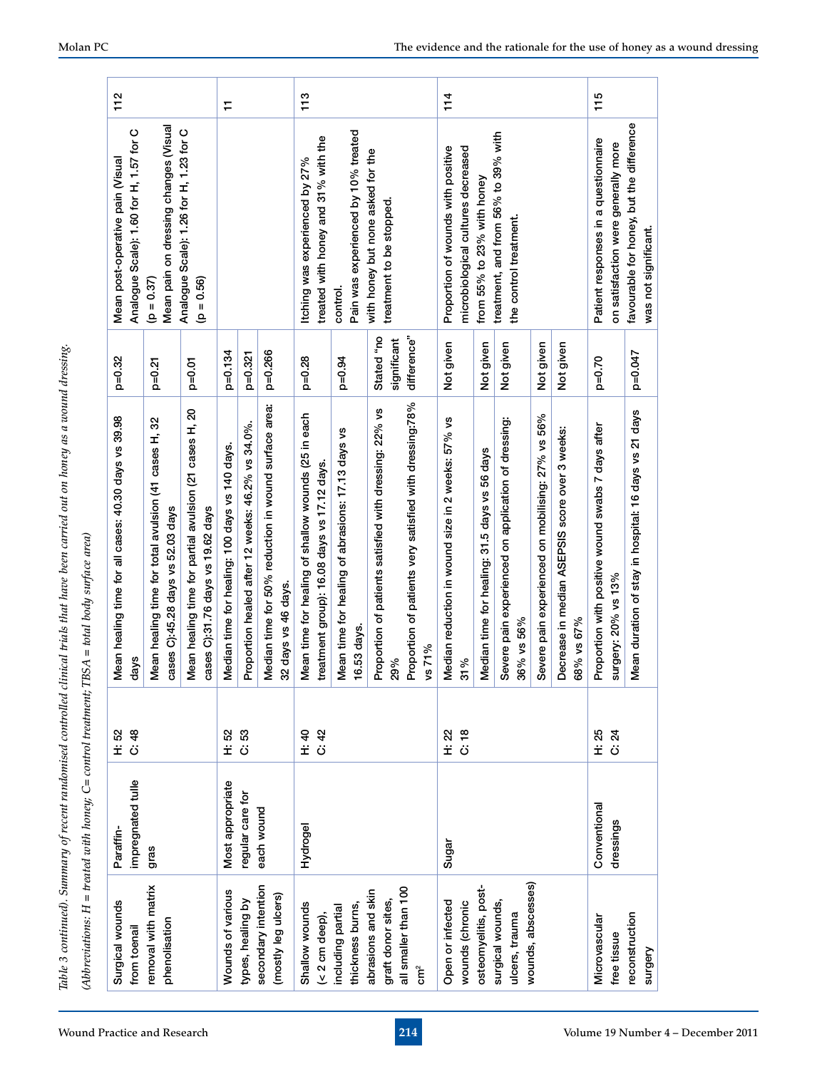*Table 3 continued). Summary of recent randomised controlled clinical trials that have been carried out on honey as a wound dressing.*

*(Abbreviations: H = treated with honey; C= control treatment; TBSA = total body surface area)*

| | | | | | | |
|---|---|---|---|---|---|---|
| Surgical wounds from toenail removal with matrix phenolisation | Paraffin-impregnated tulle gras | H: 52<br>C: 48 | Mean healing time for all cases: 40.30 days vs 39.98 days | p=0.32 | Mean post-operative pain (Visual Analogue Scale): 1.60 for H, 1.57 for C (p = 0.37)<br>Mean pain on dressing changes (Visual Analogue Scale): 1.26 for H, 1.23 for C (p = 0.56) | 112 |
| | | | Mean healing time for total avulsion (41 cases H, 32 cases C):45.28 days vs 52.03 days | p=0.21 | | |
| | | | Mean healing time for partial avulsion (21 cases H, 20 cases C):31.76 days vs 19.62 days | p=0.01 | | |
| Wounds of various types, healing by secondary intention (mostly leg ulcers) | Most appropriate regular care for each wound | H: 52<br>C: 53 | Median time for healing: 100 days vs 140 days. | p=0.134 | | 11 |
| | | | Proportion healed after 12 weeks: 46.2% vs 34.0%. | p=0.321 | | |
| | | | Median time for 50% reduction in wound surface area: 32 days vs 46 days. | p=0.266 | | |
| Shallow wounds (< 2 cm deep), including partial thickness burns, abrasions and skin graft donor sites, all smaller than 100 cm² | Hydrogel | H: 40<br>C: 42 | Mean time for healing of shallow wounds (25 in each treatment group): 16.08 days vs 17.12 days. | p=0.28 | Itching was experienced by 27% treated with honey and 31% with the control.<br>Pain was experienced by 10% treated with honey but none asked for the treatment to be stopped. | 113 |
| | | | Mean time for healing of abrasions: 17.13 days vs 16.53 days. | p=0.94 | | |
| | | | Proportion of patients satisfied with dressing: 22% vs 29%<br>Proportion of patients very satisfied with dressing:78% vs 71% | Stated "no significant difference" | | |
| Open or infected wounds (chronic osteomyelitis, post-surgical wounds, ulcers, trauma wounds, abscesses) | Sugar | H: 22<br>C: 18 | Median reduction in wound size in 2 weeks: 57% vs 31% | Not given | Proportion of wounds with positive microbiological cultures decreased from 55% to 23% with honey treatment, and from 56% to 39% with the control treatment. | 114 |
| | | | Median time for healing: 31.5 days vs 56 days | Not given | | |
| | | | Severe pain experienced on application of dressing: 36% vs 56% | Not given | | |
| | | | Severe pain experienced on mobilising: 27% vs 56% | Not given | | |
| | | | Decrease in median ASEPSIS score over 3 weeks: 68% vs 67% | Not given | | |
| Microvascular free tissue reconstruction surgery | Conventional dressings | H: 25<br>C: 24 | Proportion with positive wound swabs 7 days after surgery: 20% vs 13% | p=0.70 | Patient responses in a questionnaire on satisfaction were generally more favourable for honey, but the difference was not significant. | 115 |
| | | | Mean duration of stay in hospital: 16 days vs 21 days | p=0.047 | | |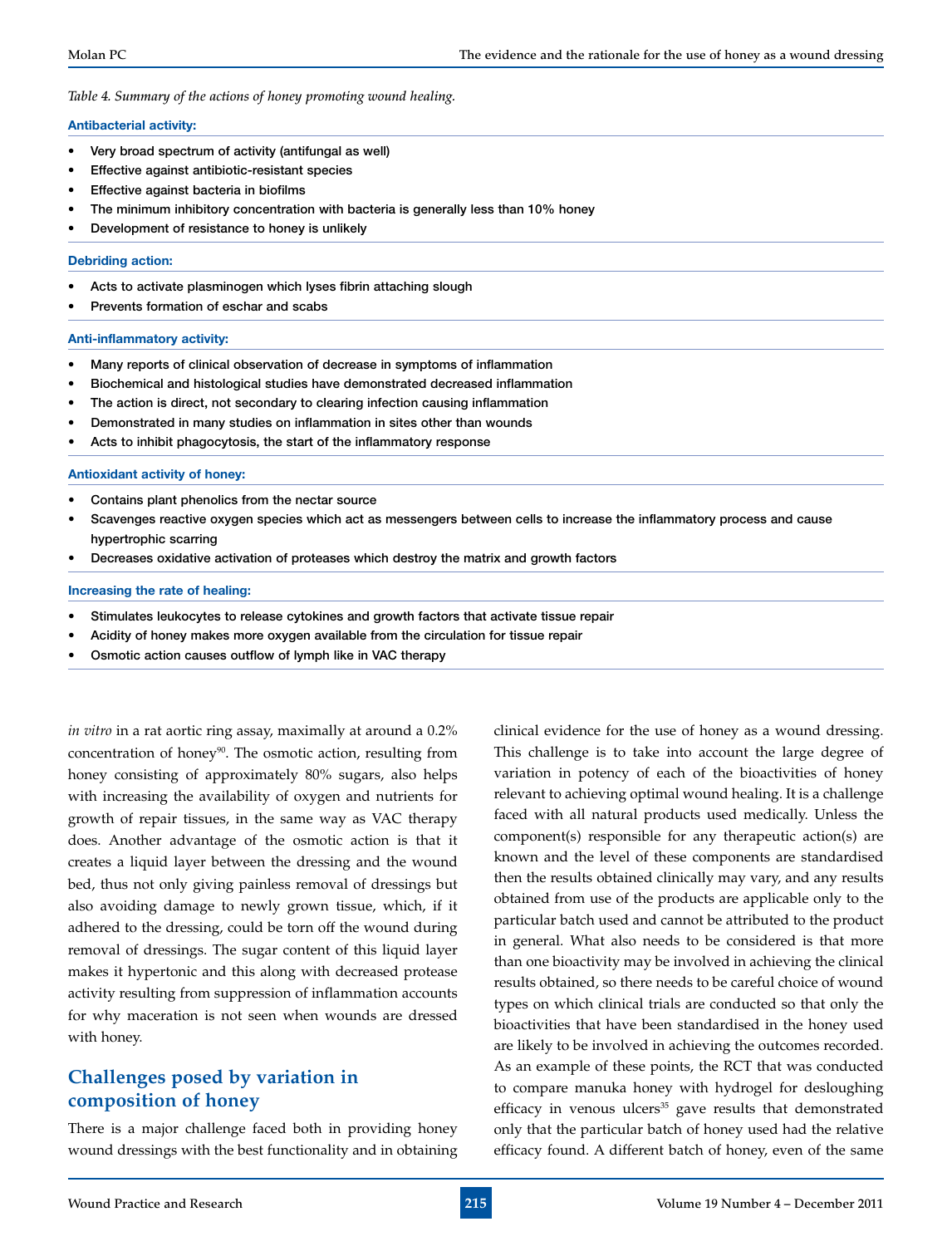*Table 4. Summary of the actions of honey promoting wound healing.*

**Antibacterial activity:**

- Very broad spectrum of activity (antifungal as well)
- Effective against antibiotic-resistant species
- Effective against bacteria in biofilms
- The minimum inhibitory concentration with bacteria is generally less than 10% honey
- Development of resistance to honey is unlikely

**Debriding action:**

- Acts to activate plasminogen which lyses fibrin attaching slough
- Prevents formation of eschar and scabs

**Anti-inflammatory activity:**

- Many reports of clinical observation of decrease in symptoms of inflammation
- Biochemical and histological studies have demonstrated decreased inflammation
- The action is direct, not secondary to clearing infection causing inflammation
- Demonstrated in many studies on inflammation in sites other than wounds
- Acts to inhibit phagocytosis, the start of the inflammatory response

**Antioxidant activity of honey:**

- Contains plant phenolics from the nectar source
- Scavenges reactive oxygen species which act as messengers between cells to increase the inflammatory process and cause hypertrophic scarring
- Decreases oxidative activation of proteases which destroy the matrix and growth factors

**Increasing the rate of healing:**

- Stimulates leukocytes to release cytokines and growth factors that activate tissue repair
- Acidity of honey makes more oxygen available from the circulation for tissue repair
- Osmotic action causes outflow of lymph like in VAC therapy

*in vitro* in a rat aortic ring assay, maximally at around a 0.2% concentration of honey[90]. The osmotic action, resulting from honey consisting of approximately 80% sugars, also helps with increasing the availability of oxygen and nutrients for growth of repair tissues, in the same way as VAC therapy does. Another advantage of the osmotic action is that it creates a liquid layer between the dressing and the wound bed, thus not only giving painless removal of dressings but also avoiding damage to newly grown tissue, which, if it adhered to the dressing, could be torn off the wound during removal of dressings. The sugar content of this liquid layer makes it hypertonic and this along with decreased protease activity resulting from suppression of inflammation accounts for why maceration is not seen when wounds are dressed with honey.

## Challenges posed by variation in composition of honey

There is a major challenge faced both in providing honey wound dressings with the best functionality and in obtaining clinical evidence for the use of honey as a wound dressing. This challenge is to take into account the large degree of variation in potency of each of the bioactivities of honey relevant to achieving optimal wound healing. It is a challenge faced with all natural products used medically. Unless the component(s) responsible for any therapeutic action(s) are known and the level of these components are standardised then the results obtained clinically may vary, and any results obtained from use of the products are applicable only to the particular batch used and cannot be attributed to the product in general. What also needs to be considered is that more than one bioactivity may be involved in achieving the clinical results obtained, so there needs to be careful choice of wound types on which clinical trials are conducted so that only the bioactivities that have been standardised in the honey used are likely to be involved in achieving the outcomes recorded. As an example of these points, the RCT that was conducted to compare manuka honey with hydrogel for desloughing efficacy in venous ulcers[35] gave results that demonstrated only that the particular batch of honey used had the relative efficacy found. A different batch of honey, even of the same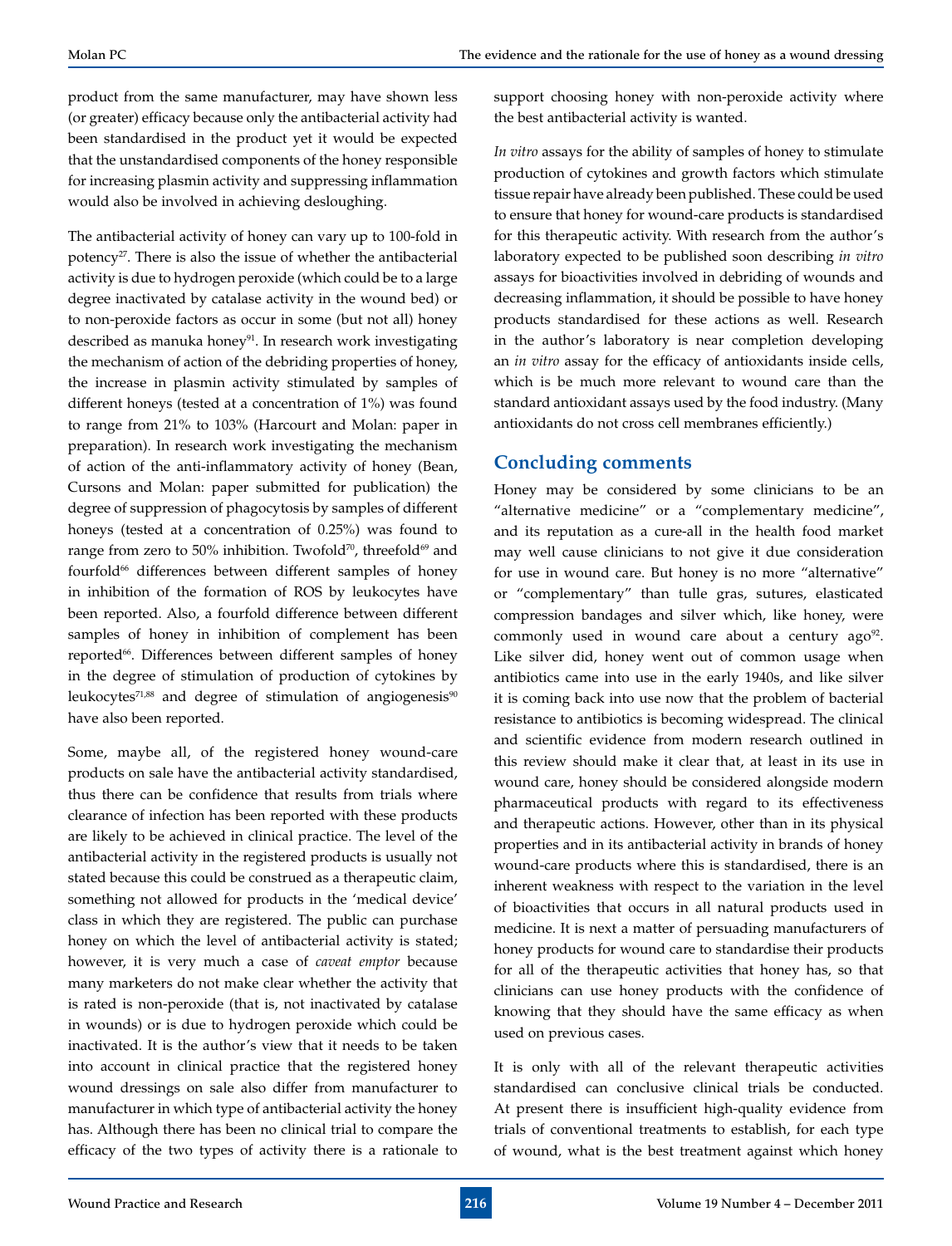product from the same manufacturer, may have shown less (or greater) efficacy because only the antibacterial activity had been standardised in the product yet it would be expected that the unstandardised components of the honey responsible for increasing plasmin activity and suppressing inflammation would also be involved in achieving desloughing.

The antibacterial activity of honey can vary up to 100-fold in potency[27]. There is also the issue of whether the antibacterial activity is due to hydrogen peroxide (which could be to a large degree inactivated by catalase activity in the wound bed) or to non-peroxide factors as occur in some (but not all) honey described as manuka honey[91]. In research work investigating the mechanism of action of the debriding properties of honey, the increase in plasmin activity stimulated by samples of different honeys (tested at a concentration of 1%) was found to range from 21% to 103% (Harcourt and Molan: paper in preparation). In research work investigating the mechanism of action of the anti-inflammatory activity of honey (Bean, Cursons and Molan: paper submitted for publication) the degree of suppression of phagocytosis by samples of different honeys (tested at a concentration of 0.25%) was found to range from zero to 50% inhibition. Twofold[70], threefold[69] and fourfold[66] differences between different samples of honey in inhibition of the formation of ROS by leukocytes have been reported. Also, a fourfold difference between different samples of honey in inhibition of complement has been reported[66]. Differences between different samples of honey in the degree of stimulation of production of cytokines by leukocytes[71,88] and degree of stimulation of angiogenesis[90] have also been reported.

Some, maybe all, of the registered honey wound-care products on sale have the antibacterial activity standardised, thus there can be confidence that results from trials where clearance of infection has been reported with these products are likely to be achieved in clinical practice. The level of the antibacterial activity in the registered products is usually not stated because this could be construed as a therapeutic claim, something not allowed for products in the 'medical device' class in which they are registered. The public can purchase honey on which the level of antibacterial activity is stated; however, it is very much a case of *caveat emptor* because many marketers do not make clear whether the activity that is rated is non-peroxide (that is, not inactivated by catalase in wounds) or is due to hydrogen peroxide which could be inactivated. It is the author's view that it needs to be taken into account in clinical practice that the registered honey wound dressings on sale also differ from manufacturer to manufacturer in which type of antibacterial activity the honey has. Although there has been no clinical trial to compare the efficacy of the two types of activity there is a rationale to support choosing honey with non-peroxide activity where the best antibacterial activity is wanted.

*In vitro* assays for the ability of samples of honey to stimulate production of cytokines and growth factors which stimulate tissue repair have already been published. These could be used to ensure that honey for wound-care products is standardised for this therapeutic activity. With research from the author's laboratory expected to be published soon describing *in vitro* assays for bioactivities involved in debriding of wounds and decreasing inflammation, it should be possible to have honey products standardised for these actions as well. Research in the author's laboratory is near completion developing an *in vitro* assay for the efficacy of antioxidants inside cells, which is be much more relevant to wound care than the standard antioxidant assays used by the food industry. (Many antioxidants do not cross cell membranes efficiently.)

## Concluding comments

Honey may be considered by some clinicians to be an "alternative medicine" or a "complementary medicine", and its reputation as a cure-all in the health food market may well cause clinicians to not give it due consideration for use in wound care. But honey is no more "alternative" or "complementary" than tulle gras, sutures, elasticated compression bandages and silver which, like honey, were commonly used in wound care about a century ago[92]. Like silver did, honey went out of common usage when antibiotics came into use in the early 1940s, and like silver it is coming back into use now that the problem of bacterial resistance to antibiotics is becoming widespread. The clinical and scientific evidence from modern research outlined in this review should make it clear that, at least in its use in wound care, honey should be considered alongside modern pharmaceutical products with regard to its effectiveness and therapeutic actions. However, other than in its physical properties and in its antibacterial activity in brands of honey wound-care products where this is standardised, there is an inherent weakness with respect to the variation in the level of bioactivities that occurs in all natural products used in medicine. It is next a matter of persuading manufacturers of honey products for wound care to standardise their products for all of the therapeutic activities that honey has, so that clinicians can use honey products with the confidence of knowing that they should have the same efficacy as when used on previous cases.

It is only with all of the relevant therapeutic activities standardised can conclusive clinical trials be conducted. At present there is insufficient high-quality evidence from trials of conventional treatments to establish, for each type of wound, what is the best treatment against which honey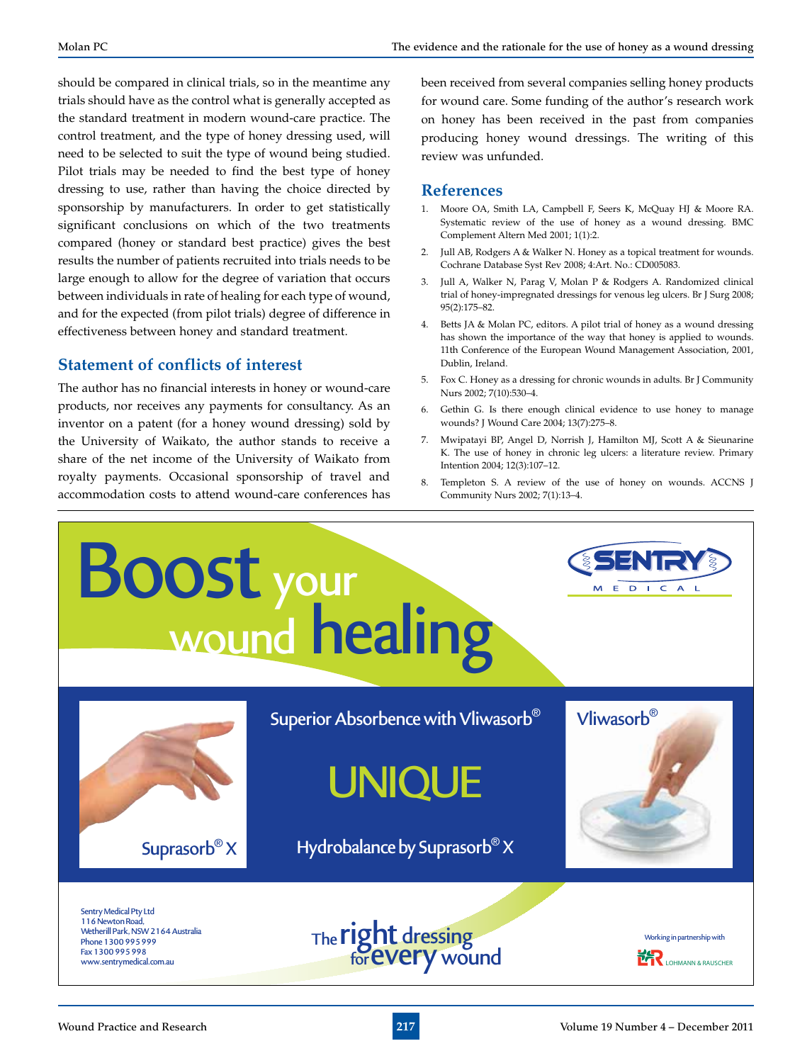should be compared in clinical trials, so in the meantime any trials should have as the control what is generally accepted as the standard treatment in modern wound-care practice. The control treatment, and the type of honey dressing used, will need to be selected to suit the type of wound being studied. Pilot trials may be needed to find the best type of honey dressing to use, rather than having the choice directed by sponsorship by manufacturers. In order to get statistically significant conclusions on which of the two treatments compared (honey or standard best practice) gives the best results the number of patients recruited into trials needs to be large enough to allow for the degree of variation that occurs between individuals in rate of healing for each type of wound, and for the expected (from pilot trials) degree of difference in effectiveness between honey and standard treatment.

## Statement of conflicts of interest

The author has no financial interests in honey or wound-care products, nor receives any payments for consultancy. As an inventor on a patent (for a honey wound dressing) sold by the University of Waikato, the author stands to receive a share of the net income of the University of Waikato from royalty payments. Occasional sponsorship of travel and accommodation costs to attend wound-care conferences has been received from several companies selling honey products for wound care. Some funding of the author's research work on honey has been received in the past from companies producing honey wound dressings. The writing of this review was unfunded.

## References

1. Moore OA, Smith LA, Campbell F, Seers K, McQuay HJ & Moore RA. Systematic review of the use of honey as a wound dressing. BMC Complement Altern Med 2001; 1(1):2.
2. Jull AB, Rodgers A & Walker N. Honey as a topical treatment for wounds. Cochrane Database Syst Rev 2008; 4:Art. No.: CD005083.
3. Jull A, Walker N, Parag V, Molan P & Rodgers A. Randomized clinical trial of honey-impregnated dressings for venous leg ulcers. Br J Surg 2008; 95(2):175–82.
4. Betts JA & Molan PC, editors. A pilot trial of honey as a wound dressing has shown the importance of the way that honey is applied to wounds. 11th Conference of the European Wound Management Association, 2001, Dublin, Ireland.
5. Fox C. Honey as a dressing for chronic wounds in adults. Br J Community Nurs 2002; 7(10):530–4.
6. Gethin G. Is there enough clinical evidence to use honey to manage wounds? J Wound Care 2004; 13(7):275–8.
7. Mwipatayi BP, Angel D, Norrish J, Hamilton MJ, Scott A & Sieunarine K. The use of honey in chronic leg ulcers: a literature review. Primary Intention 2004; 12(3):107–12.
8. Templeton S. A review of the use of honey on wounds. ACCNS J Community Nurs 2002; 7(1):13–4.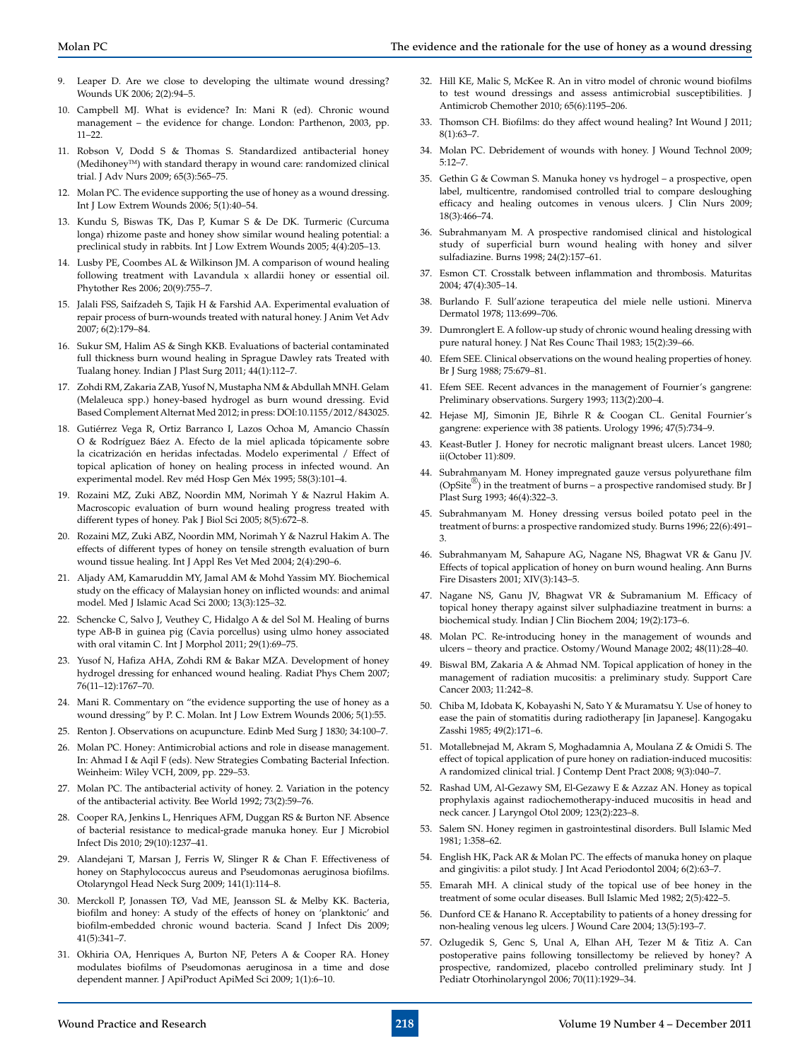9. Leaper D. Are we close to developing the ultimate wound dressing? Wounds UK 2006; 2(2):94–5.
10. Campbell MJ. What is evidence? In: Mani R (ed). Chronic wound management – the evidence for change. London: Parthenon, 2003, pp. 11–22.
11. Robson V, Dodd S & Thomas S. Standardized antibacterial honey (Medihoney™) with standard therapy in wound care: randomized clinical trial. J Adv Nurs 2009; 65(3):565–75.
12. Molan PC. The evidence supporting the use of honey as a wound dressing. Int J Low Extrem Wounds 2006; 5(1):40–54.
13. Kundu S, Biswas TK, Das P, Kumar S & De DK. Turmeric (Curcuma longa) rhizome paste and honey show similar wound healing potential: a preclinical study in rabbits. Int J Low Extrem Wounds 2005; 4(4):205–13.
14. Lusby PE, Coombes AL & Wilkinson JM. A comparison of wound healing following treatment with Lavandula x allardii honey or essential oil. Phytother Res 2006; 20(9):755–7.
15. Jalali FSS, Saifzadeh S, Tajik H & Farshid AA. Experimental evaluation of repair process of burn-wounds treated with natural honey. J Anim Vet Adv 2007; 6(2):179–84.
16. Sukur SM, Halim AS & Singh KKB. Evaluations of bacterial contaminated full thickness burn wound healing in Sprague Dawley rats Treated with Tualang honey. Indian J Plast Surg 2011; 44(1):112–7.
17. Zohdi RM, Zakaria ZAB, Yusof N, Mustapha NM & Abdullah MNH. Gelam (Melaleuca spp.) honey-based hydrogel as burn wound dressing. Evid Based Complement Alternat Med 2012; in press: DOI:10.1155/2012/843025.
18. Gutiérrez Vega R, Ortiz Barranco I, Lazos Ochoa M, Amancio Chassín O & Rodríguez Báez A. Efecto de la miel aplicada tópicamente sobre la cicatrización en heridas infectadas. Modelo experimental / Effect of topical aplication of honey on healing process in infected wound. An experimental model. Rev méd Hosp Gen Méx 1995; 58(3):101–4.
19. Rozaini MZ, Zuki ABZ, Noordin MM, Norimah Y & Nazrul Hakim A. Macroscopic evaluation of burn wound healing progress treated with different types of honey. Pak J Biol Sci 2005; 8(5):672–8.
20. Rozaini MZ, Zuki ABZ, Noordin MM, Norimah Y & Nazrul Hakim A. The effects of different types of honey on tensile strength evaluation of burn wound tissue healing. Int J Appl Res Vet Med 2004; 2(4):290–6.
21. Aljady AM, Kamaruddin MY, Jamal AM & Mohd Yassim MY. Biochemical study on the efficacy of Malaysian honey on inflicted wounds: and animal model. Med J Islamic Acad Sci 2000; 13(3):125–32.
22. Schencke C, Salvo J, Veuthey C, Hidalgo A & del Sol M. Healing of burns type AB-B in guinea pig (Cavia porcellus) using ulmo honey associated with oral vitamin C. Int J Morphol 2011; 29(1):69–75.
23. Yusof N, Hafiza AHA, Zohdi RM & Bakar MZA. Development of honey hydrogel dressing for enhanced wound healing. Radiat Phys Chem 2007; 76(11–12):1767–70.
24. Mani R. Commentary on "the evidence supporting the use of honey as a wound dressing" by P. C. Molan. Int J Low Extrem Wounds 2006; 5(1):55.
25. Renton J. Observations on acupuncture. Edinb Med Surg J 1830; 34:100–7.
26. Molan PC. Honey: Antimicrobial actions and role in disease management. In: Ahmad I & Aqil F (eds). New Strategies Combating Bacterial Infection. Weinheim: Wiley VCH, 2009, pp. 229–53.
27. Molan PC. The antibacterial activity of honey. 2. Variation in the potency of the antibacterial activity. Bee World 1992; 73(2):59–76.
28. Cooper RA, Jenkins L, Henriques AFM, Duggan RS & Burton NF. Absence of bacterial resistance to medical-grade manuka honey. Eur J Microbiol Infect Dis 2010; 29(10):1237–41.
29. Alandejani T, Marsan J, Ferris W, Slinger R & Chan F. Effectiveness of honey on Staphylococcus aureus and Pseudomonas aeruginosa biofilms. Otolaryngol Head Neck Surg 2009; 141(1):114–8.
30. Merckoll P, Jonassen TØ, Vad ME, Jeansson SL & Melby KK. Bacteria, biofilm and honey: A study of the effects of honey on 'planktonic' and biofilm-embedded chronic wound bacteria. Scand J Infect Dis 2009; 41(5):341–7.
31. Okhiria OA, Henriques A, Burton NF, Peters A & Cooper RA. Honey modulates biofilms of Pseudomonas aeruginosa in a time and dose dependent manner. J ApiProduct ApiMed Sci 2009; 1(1):6–10.
32. Hill KE, Malic S, McKee R. An in vitro model of chronic wound biofilms to test wound dressings and assess antimicrobial susceptibilities. J Antimicrob Chemother 2010; 65(6):1195–206.
33. Thomson CH. Biofilms: do they affect wound healing? Int Wound J 2011; 8(1):63–7.
34. Molan PC. Debridement of wounds with honey. J Wound Technol 2009; 5:12–7.
35. Gethin G & Cowman S. Manuka honey vs hydrogel – a prospective, open label, multicentre, randomised controlled trial to compare desloughing efficacy and healing outcomes in venous ulcers. J Clin Nurs 2009; 18(3):466–74.
36. Subrahmanyam M. A prospective randomised clinical and histological study of superficial burn wound healing with honey and silver sulfadiazine. Burns 1998; 24(2):157–61.
37. Esmon CT. Crosstalk between inflammation and thrombosis. Maturitas 2004; 47(4):305–14.
38. Burlando F. Sull'azione terapeutica del miele nelle ustioni. Minerva Dermatol 1978; 113:699–706.
39. Dumronglert E. A follow-up study of chronic wound healing dressing with pure natural honey. J Nat Res Counc Thail 1983; 15(2):39–66.
40. Efem SEE. Clinical observations on the wound healing properties of honey. Br J Surg 1988; 75:679–81.
41. Efem SEE. Recent advances in the management of Fournier's gangrene: Preliminary observations. Surgery 1993; 113(2):200–4.
42. Hejase MJ, Simonin JE, Bihrle R & Coogan CL. Genital Fournier's gangrene: experience with 38 patients. Urology 1996; 47(5):734–9.
43. Keast-Butler J. Honey for necrotic malignant breast ulcers. Lancet 1980; ii(October 11):809.
44. Subrahmanyam M. Honey impregnated gauze versus polyurethane film (OpSite®) in the treatment of burns – a prospective randomised study. Br J Plast Surg 1993; 46(4):322–3.
45. Subrahmanyam M. Honey dressing versus boiled potato peel in the treatment of burns: a prospective randomized study. Burns 1996; 22(6):491–3.
46. Subrahmanyam M, Sahapure AG, Nagane NS, Bhagwat VR & Ganu JV. Effects of topical application of honey on burn wound healing. Ann Burns Fire Disasters 2001; XIV(3):143–5.
47. Nagane NS, Ganu JV, Bhagwat VR & Subramanium M. Efficacy of topical honey therapy against silver sulphadiazine treatment in burns: a biochemical study. Indian J Clin Biochem 2004; 19(2):173–6.
48. Molan PC. Re-introducing honey in the management of wounds and ulcers – theory and practice. Ostomy/Wound Manage 2002; 48(11):28–40.
49. Biswal BM, Zakaria A & Ahmad NM. Topical application of honey in the management of radiation mucositis: a preliminary study. Support Care Cancer 2003; 11:242–8.
50. Chiba M, Idobata K, Kobayashi N, Sato Y & Muramatsu Y. Use of honey to ease the pain of stomatitis during radiotherapy [in Japanese]. Kangogaku Zasshi 1985; 49(2):171–6.
51. Motallebnejad M, Akram S, Moghadamnia A, Moulana Z & Omidi S. The effect of topical application of pure honey on radiation-induced mucositis: A randomized clinical trial. J Contemp Dent Pract 2008; 9(3):040–7.
52. Rashad UM, Al-Gezawy SM, El-Gezawy E & Azzaz AN. Honey as topical prophylaxis against radiochemotherapy-induced mucositis in head and neck cancer. J Laryngol Otol 2009; 123(2):223–8.
53. Salem SN. Honey regimen in gastrointestinal disorders. Bull Islamic Med 1981; 1:358–62.
54. English HK, Pack AR & Molan PC. The effects of manuka honey on plaque and gingivitis: a pilot study. J Int Acad Periodontol 2004; 6(2):63–7.
55. Emarah MH. A clinical study of the topical use of bee honey in the treatment of some ocular diseases. Bull Islamic Med 1982; 2(5):422–5.
56. Dunford CE & Hanano R. Acceptability to patients of a honey dressing for non-healing venous leg ulcers. J Wound Care 2004; 13(5):193–7.
57. Ozlugedik S, Genc S, Unal A, Elhan AH, Tezer M & Titiz A. Can postoperative pains following tonsillectomy be relieved by honey? A prospective, randomized, placebo controlled preliminary study. Int J Pediatr Otorhinolaryngol 2006; 70(11):1929–34.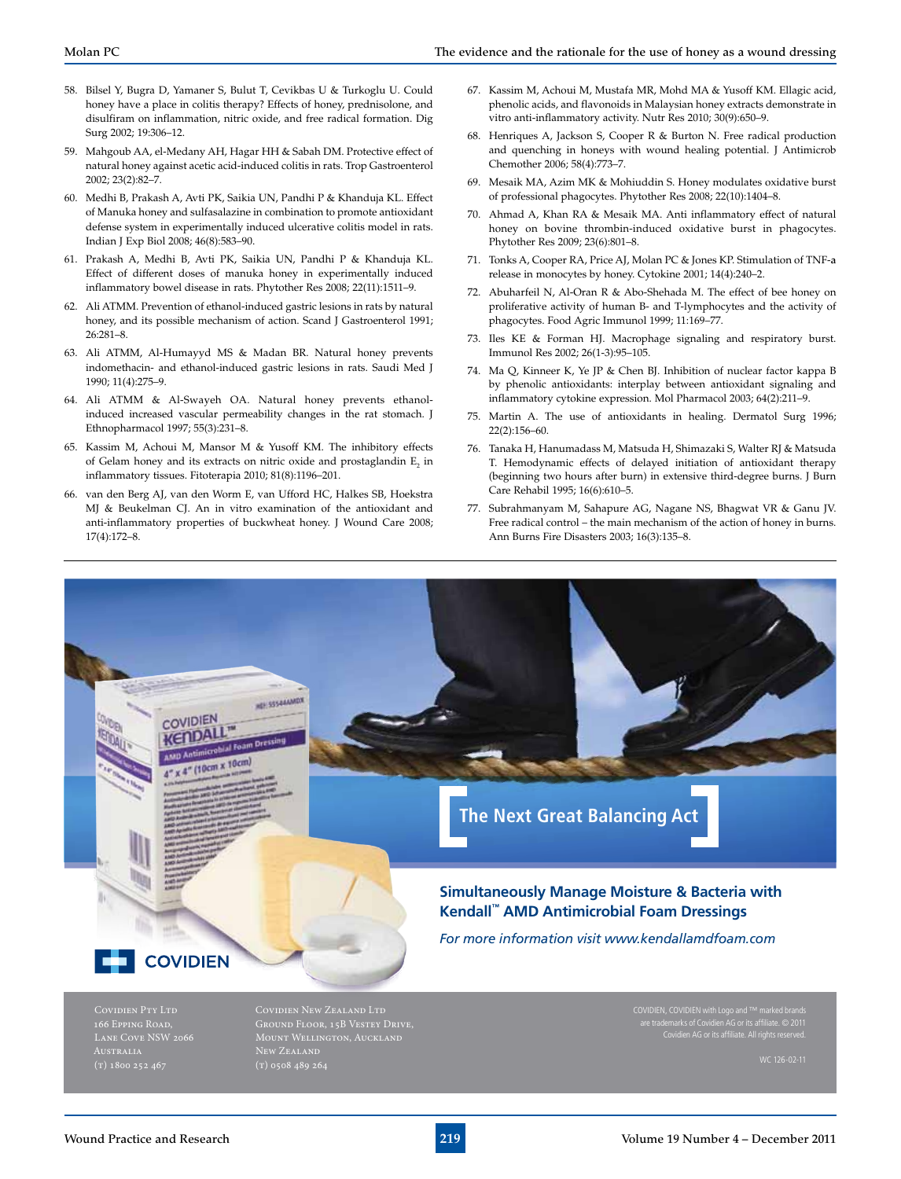58. Bilsel Y, Bugra D, Yamaner S, Bulut T, Cevikbas U & Turkoglu U. Could honey have a place in colitis therapy? Effects of honey, prednisolone, and disulfiram on inflammation, nitric oxide, and free radical formation. Dig Surg 2002; 19:306–12.
59. Mahgoub AA, el-Medany AH, Hagar HH & Sabah DM. Protective effect of natural honey against acetic acid-induced colitis in rats. Trop Gastroenterol 2002; 23(2):82–7.
60. Medhi B, Prakash A, Avti PK, Saikia UN, Pandhi P & Khanduja KL. Effect of Manuka honey and sulfasalazine in combination to promote antioxidant defense system in experimentally induced ulcerative colitis model in rats. Indian J Exp Biol 2008; 46(8):583–90.
61. Prakash A, Medhi B, Avti PK, Saikia UN, Pandhi P & Khanduja KL. Effect of different doses of manuka honey in experimentally induced inflammatory bowel disease in rats. Phytother Res 2008; 22(11):1511–9.
62. Ali ATMM. Prevention of ethanol-induced gastric lesions in rats by natural honey, and its possible mechanism of action. Scand J Gastroenterol 1991; 26:281–8.
63. Ali ATMM, Al-Humayyd MS & Madan BR. Natural honey prevents indomethacin- and ethanol-induced gastric lesions in rats. Saudi Med J 1990; 11(4):275–9.
64. Ali ATMM & Al-Swayeh OA. Natural honey prevents ethanol-induced increased vascular permeability changes in the rat stomach. J Ethnopharmacol 1997; 55(3):231–8.
65. Kassim M, Achoui M, Mansor M & Yusoff KM. The inhibitory effects of Gelam honey and its extracts on nitric oxide and prostaglandin $E_2$ in inflammatory tissues. Fitoterapia 2010; 81(8):1196–201.
66. van den Berg AJ, van den Worm E, van Ufford HC, Halkes SB, Hoekstra MJ & Beukelman CJ. An in vitro examination of the antioxidant and anti-inflammatory properties of buckwheat honey. J Wound Care 2008; 17(4):172–8.
67. Kassim M, Achoui M, Mustafa MR, Mohd MA & Yusoff KM. Ellagic acid, phenolic acids, and flavonoids in Malaysian honey extracts demonstrate in vitro anti-inflammatory activity. Nutr Res 2010; 30(9):650–9.
68. Henriques A, Jackson S, Cooper R & Burton N. Free radical production and quenching in honeys with wound healing potential. J Antimicrob Chemother 2006; 58(4):773–7.
69. Mesaik MA, Azim MK & Mohiuddin S. Honey modulates oxidative burst of professional phagocytes. Phytother Res 2008; 22(10):1404–8.
70. Ahmad A, Khan RA & Mesaik MA. Anti inflammatory effect of natural honey on bovine thrombin-induced oxidative burst in phagocytes. Phytother Res 2009; 23(6):801–8.
71. Tonks A, Cooper RA, Price AJ, Molan PC & Jones KP. Stimulation of TNF-a release in monocytes by honey. Cytokine 2001; 14(4):240–2.
72. Abuharfeil N, Al-Oran R & Abo-Shehada M. The effect of bee honey on proliferative activity of human B- and T-lymphocytes and the activity of phagocytes. Food Agric Immunol 1999; 11:169–77.
73. Iles KE & Forman HJ. Macrophage signaling and respiratory burst. Immunol Res 2002; 26(1-3):95–105.
74. Ma Q, Kinneer K, Ye JP & Chen BJ. Inhibition of nuclear factor kappa B by phenolic antioxidants: interplay between antioxidant signaling and inflammatory cytokine expression. Mol Pharmacol 2003; 64(2):211–9.
75. Martin A. The use of antioxidants in healing. Dermatol Surg 1996; 22(2):156–60.
76. Tanaka H, Hanumadass M, Matsuda H, Shimazaki S, Walter RJ & Matsuda T. Hemodynamic effects of delayed initiation of antioxidant therapy (beginning two hours after burn) in extensive third-degree burns. J Burn Care Rehabil 1995; 16(6):610–5.
77. Subrahmanyam M, Sahapure AG, Nagane NS, Bhagwat VR & Ganu JV. Free radical control – the main mechanism of the action of honey in burns. Ann Burns Fire Disasters 2003; 16(3):135–8.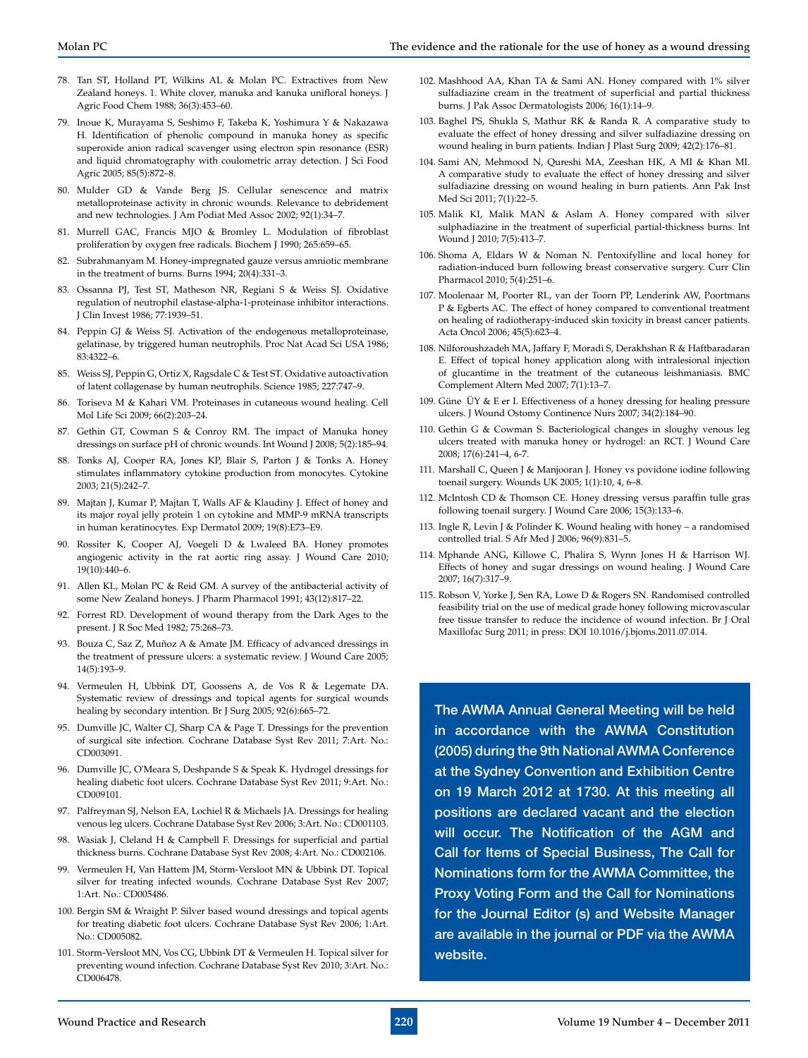78. Tan ST, Holland PT, Wilkins AL & Molan PC. Extractives from New Zealand honeys. 1. White clover, manuka and kanuka unifloral honeys. J Agric Food Chem 1988; 36(3):453–60.

79. Inoue K, Murayama S, Seshimo F, Takeba K, Yoshimura Y & Nakazawa H. Identification of phenolic compound in manuka honey as specific superoxide anion radical scavenger using electron spin resonance (ESR) and liquid chromatography with coulometric array detection. J Sci Food Agric 2005; 85(5):872–8.

80. Mulder GD & Vande Berg JS. Cellular senescence and matrix metalloproteinase activity in chronic wounds. Relevance to debridement and new technologies. J Am Podiat Med Assoc 2002; 92(1):34–7.

81. Murrell GAC, Francis MJO & Bromley L. Modulation of fibroblast proliferation by oxygen free radicals. Biochem J 1990; 265:659–65.

82. Subrahmanyam M. Honey-impregnated gauze versus amniotic membrane in the treatment of burns. Burns 1994; 20(4):331–3.

83. Ossanna PJ, Test ST, Matheson NR, Regiani S & Weiss SJ. Oxidative regulation of neutrophil elastase-alpha-1-proteinase inhibitor interactions. J Clin Invest 1986; 77:1939–51.

84. Peppin GJ & Weiss SJ. Activation of the endogenous metalloproteinase, gelatinase, by triggered human neutrophils. Proc Nat Acad Sci USA 1986; 83:4322–6.

85. Weiss SJ, Peppin G, Ortiz X, Ragsdale C & Test ST. Oxidative autoactivation of latent collagenase by human neutrophils. Science 1985; 227:747–9.

86. Toriseva M & Kahari VM. Proteinases in cutaneous wound healing. Cell Mol Life Sci 2009; 66(2):203–24.

87. Gethin GT, Cowman S & Conroy RM. The impact of Manuka honey dressings on surface pH of chronic wounds. Int Wound J 2008; 5(2):185–94.

88. Tonks AJ, Cooper RA, Jones KP, Blair S, Parton J & Tonks A. Honey stimulates inflammatory cytokine production from monocytes. Cytokine 2003; 21(5):242–7.

89. Majtan J, Kumar P, Majtan T, Walls AF & Klaudiny J. Effect of honey and its major royal jelly protein 1 on cytokine and MMP-9 mRNA transcripts in human keratinocytes. Exp Dermatol 2009; 19(8):E73–E9.

90. Rossiter K, Cooper AJ, Voegeli D & Lwaleed BA. Honey promotes angiogenic activity in the rat aortic ring assay. J Wound Care 2010; 19(10):440–6.

91. Allen KL, Molan PC & Reid GM. A survey of the antibacterial activity of some New Zealand honeys. J Pharm Pharmacol 1991; 43(12):817–22.

92. Forrest RD. Development of wound therapy from the Dark Ages to the present. J R Soc Med 1982; 75:268–73.

93. Bouza C, Saz Z, Muñoz A & Amate JM. Efficacy of advanced dressings in the treatment of pressure ulcers: a systematic review. J Wound Care 2005; 14(5):193–9.

94. Vermeulen H, Ubbink DT, Goossens A, de Vos R & Legemate DA. Systematic review of dressings and topical agents for surgical wounds healing by secondary intention. Br J Surg 2005; 92(6):665–72.

95. Dumville JC, Walter CJ, Sharp CA & Page T. Dressings for the prevention of surgical site infection. Cochrane Database Syst Rev 2011; 7:Art. No.: CD003091.

96. Dumville JC, O'Meara S, Deshpande S & Speak K. Hydrogel dressings for healing diabetic foot ulcers. Cochrane Database Syst Rev 2011; 9:Art. No.: CD009101.

97. Palfreyman SJ, Nelson EA, Lochiel R & Michaels JA. Dressings for healing venous leg ulcers. Cochrane Database Syst Rev 2006; 3:Art. No.: CD001103.

98. Wasiak J, Cleland H & Campbell F. Dressings for superficial and partial thickness burns. Cochrane Database Syst Rev 2008; 4:Art. No.: CD002106.

99. Vermeulen H, Van Hattem JM, Storm-Versloot MN & Ubbink DT. Topical silver for treating infected wounds. Cochrane Database Syst Rev 2007; 1:Art. No.: CD005486.

100. Bergin SM & Wraight P. Silver based wound dressings and topical agents for treating diabetic foot ulcers. Cochrane Database Syst Rev 2006; 1:Art. No.: CD005082.

101. Storm-Versloot MN, Vos CG, Ubbink DT & Vermeulen H. Topical silver for preventing wound infection. Cochrane Database Syst Rev 2010; 3:Art. No.: CD006478.

102. Mashhood AA, Khan TA & Sami AN. Honey compared with 1% silver sulfadiazine cream in the treatment of superficial and partial thickness burns. J Pak Assoc Dermatologists 2006; 16(1):14–9.

103. Baghel PS, Shukla S, Mathur RK & Randa R. A comparative study to evaluate the effect of honey dressing and silver sulfadiazine dressing on wound healing in burn patients. Indian J Plast Surg 2009; 42(2):176–81.

104. Sami AN, Mehmood N, Qureshi MA, Zeeshan HK, A MI & Khan MI. A comparative study to evaluate the effect of honey dressing and silver sulfadiazine dressing on wound healing in burn patients. Ann Pak Inst Med Sci 2011; 7(1):22–5.

105. Malik KI, Malik MAN & Aslam A. Honey compared with silver sulphadiazine in the treatment of superficial partial-thickness burns. Int Wound J 2010; 7(5):413–7.

106. Shoma A, Eldars W & Noman N. Pentoxifylline and local honey for radiation-induced burn following breast conservative surgery. Curr Clin Pharmacol 2010; 5(4):251–6.

107. Moolenaar M, Poorter RL, van der Toorn PP, Lenderink AW, Poortmans P & Egberts AC. The effect of honey compared to conventional treatment on healing of radiotherapy-induced skin toxicity in breast cancer patients. Acta Oncol 2006; 45(5):623–4.

108. Nilforoushzadeh MA, Jaffary F, Moradi S, Derakhshan R & Haftbaradaran E. Effect of topical honey application along with intralesional injection of glucantime in the treatment of cutaneous leishmaniasis. BMC Complement Altern Med 2007; 7(1):13–7.

109. Güne ÜY & E er I. Effectiveness of a honey dressing for healing pressure ulcers. J Wound Ostomy Continence Nurs 2007; 34(2):184–90.

110. Gethin G & Cowman S. Bacteriological changes in sloughy venous leg ulcers treated with manuka honey or hydrogel: an RCT. J Wound Care 2008; 17(6):241–4, 6-7.

111. Marshall C, Queen J & Manjooran J. Honey vs povidone iodine following toenail surgery. Wounds UK 2005; 1(1):10, 4, 6–8.

112. McIntosh CD & Thomson CE. Honey dressing versus paraffin tulle gras following toenail surgery. J Wound Care 2006; 15(3):133–6.

113. Ingle R, Levin J & Polinder K. Wound healing with honey – a randomised controlled trial. S Afr Med J 2006; 96(9):831–5.

114. Mphande ANG, Killowe C, Phalira S, Wynn Jones H & Harrison WJ. Effects of honey and sugar dressings on wound healing. J Wound Care 2007; 16(7):317–9.

115. Robson V, Yorke J, Sen RA, Lowe D & Rogers SN. Randomised controlled feasibility trial on the use of medical grade honey following microvascular free tissue transfer to reduce the incidence of wound infection. Br J Oral Maxillofac Surg 2011; in press: DOI 10.1016/j.bjoms.2011.07.014.

**The AWMA Annual General Meeting will be held in accordance with the AWMA Constitution (2005) during the 9th National AWMA Conference at the Sydney Convention and Exhibition Centre on 19 March 2012 at 1730. At this meeting all positions are declared vacant and the election will occur. The Notification of the AGM and Call for Items of Special Business, The Call for Nominations form for the AWMA Committee, the Proxy Voting Form and the Call for Nominations for the Journal Editor (s) and Website Manager are available in the journal or PDF via the AWMA website.**